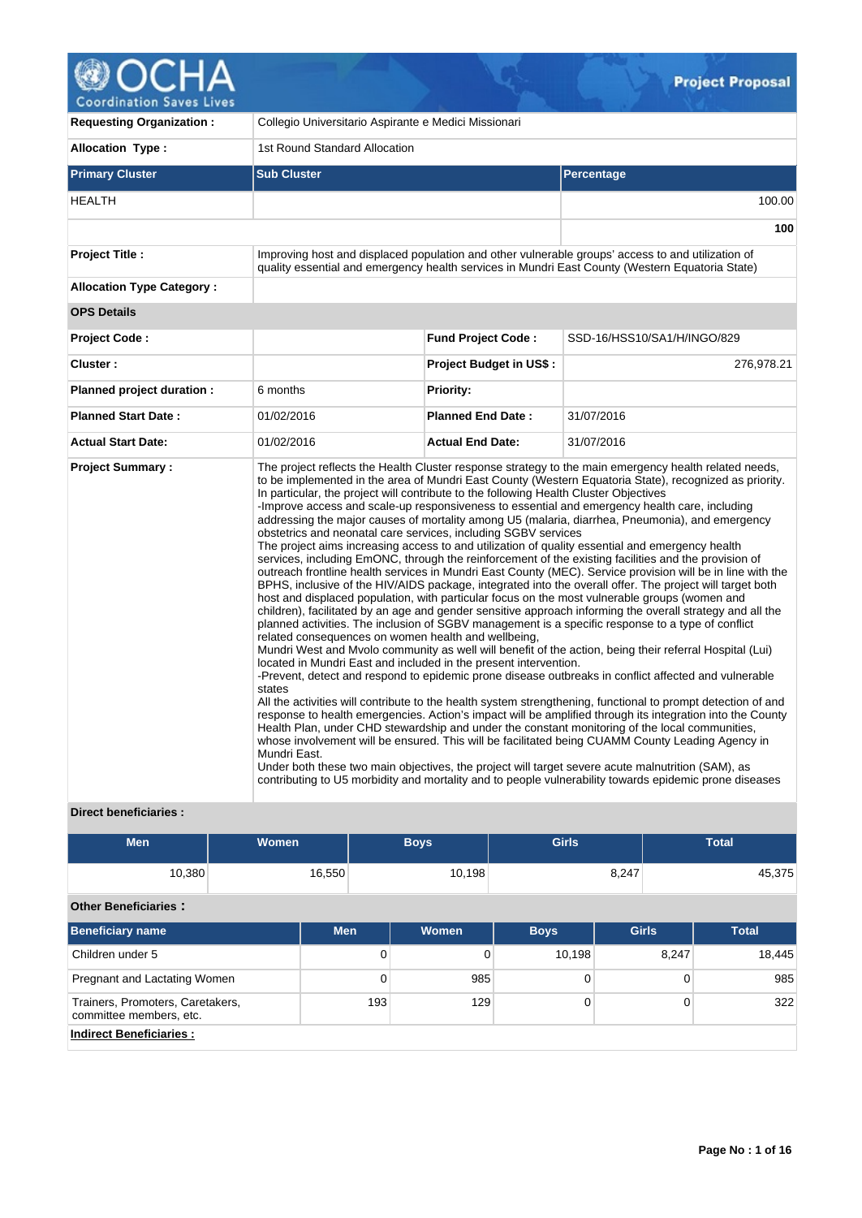# OCHA Coordination Saves Lives — Project Proposal

| | |
|---|---|
| **Requesting Organization :** | Collegio Universitario Aspirante e Medici Missionari |
| **Allocation Type :** | 1st Round Standard Allocation |

| Primary Cluster | Sub Cluster | Percentage |
|---|---|---|
| HEALTH | | 100.00 |
| | | **100** |

| | |
|---|---|
| **Project Title :** | Improving host and displaced population and other vulnerable groups' access to and utilization of quality essential and emergency health services in Mundri East County (Western Equatoria State) |
| **Allocation Type Category :** | |

**OPS Details**

| | | | |
|---|---|---|---|
| **Project Code :** | | **Fund Project Code :** | SSD-16/HSS10/SA1/H/INGO/829 |
| **Cluster :** | | **Project Budget in US$ :** | 276,978.21 |
| **Planned project duration :** | 6 months | **Priority:** | |
| **Planned Start Date :** | 01/02/2016 | **Planned End Date :** | 31/07/2016 |
| **Actual Start Date:** | 01/02/2016 | **Actual End Date:** | 31/07/2016 |

**Project Summary :**

The project reflects the Health Cluster response strategy to the main emergency health related needs, to be implemented in the area of Mundri East County (Western Equatoria State), recognized as priority. In particular, the project will contribute to the following Health Cluster Objectives
-Improve access and scale-up responsiveness to essential and emergency health care, including addressing the major causes of mortality among U5 (malaria, diarrhea, Pneumonia), and emergency obstetrics and neonatal care services, including SGBV services
The project aims increasing access to and utilization of quality essential and emergency health services, including EmONC, through the reinforcement of the existing facilities and the provision of outreach frontline health services in Mundri East County (MEC). Service provision will be in line with the BPHS, inclusive of the HIV/AIDS package, integrated into the overall offer. The project will target both host and displaced population, with particular focus on the most vulnerable groups (women and children), facilitated by an age and gender sensitive approach informing the overall strategy and all the planned activities. The inclusion of SGBV management is a specific response to a type of conflict related consequences on women health and wellbeing,
Mundri West and Mvolo community as well will benefit of the action, being their referral Hospital (Lui) located in Mundri East and included in the present intervention.
-Prevent, detect and respond to epidemic prone disease outbreaks in conflict affected and vulnerable states
All the activities will contribute to the health system strengthening, functional to prompt detection of and response to health emergencies. Action's impact will be amplified through its integration into the County Health Plan, under CHD stewardship and under the constant monitoring of the local communities, whose involvement will be ensured. This will be facilitated being CUAMM County Leading Agency in Mundri East.
Under both these two main objectives, the project will target severe acute malnutrition (SAM), as contributing to U5 morbidity and mortality and to people vulnerability towards epidemic prone diseases

**Direct beneficiaries :**

| Men | Women | Boys | Girls | Total |
|---|---|---|---|---|
| 10,380 | 16,550 | 10,198 | 8,247 | 45,375 |

**Other Beneficiaries :**

| Beneficiary name | Men | Women | Boys | Girls | Total |
|---|---|---|---|---|---|
| Children under 5 | 0 | 0 | 10,198 | 8,247 | 18,445 |
| Pregnant and Lactating Women | 0 | 985 | 0 | 0 | 985 |
| Trainers, Promoters, Caretakers, committee members, etc. | 193 | 129 | 0 | 0 | 322 |

**Indirect Beneficiaries :**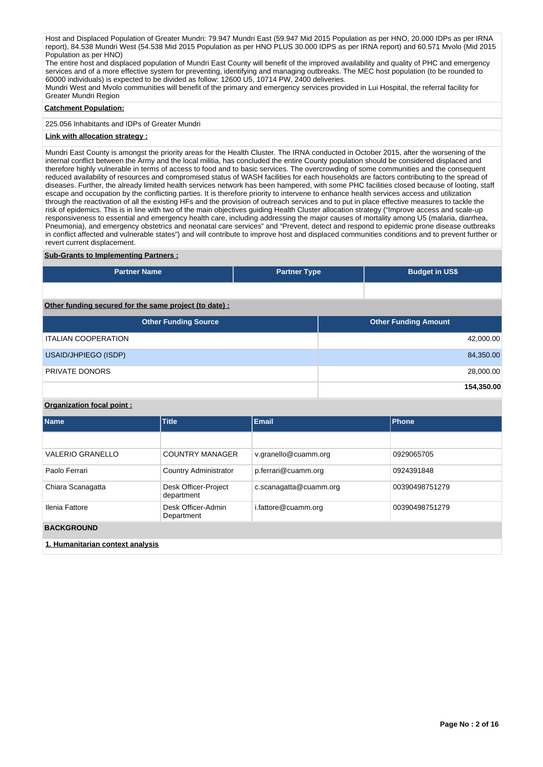Host and Displaced Population of Greater Mundri: 79.947 Mundri East (59.947 Mid 2015 Population as per HNO, 20.000 IDPs as per IRNA report), 84.538 Mundri West (54.538 Mid 2015 Population as per HNO PLUS 30.000 IDPS as per IRNA report) and 60.571 Mvolo (Mid 2015 Population as per HNO)
The entire host and displaced population of Mundri East County will benefit of the improved availability and quality of PHC and emergency services and of a more effective system for preventing, identifying and managing outbreaks. The MEC host population (to be rounded to 60000 individuals) is expected to be divided as follow: 12600 U5, 10714 PW, 2400 deliveries.
Mundri West and Mvolo communities will benefit of the primary and emergency services provided in Lui Hospital, the referral facility for Greater Mundri Region

**Catchment Population:**

225.056 Inhabitants and IDPs of Greater Mundri

**Link with allocation strategy :**

Mundri East County is amongst the priority areas for the Health Cluster. The IRNA conducted in October 2015, after the worsening of the internal conflict between the Army and the local militia, has concluded the entire County population should be considered displaced and therefore highly vulnerable in terms of access to food and to basic services. The overcrowding of some communities and the consequent reduced availability of resources and compromised status of WASH facilities for each households are factors contributing to the spread of diseases. Further, the already limited health services network has been hampered, with some PHC facilities closed because of looting, staff escape and occupation by the conflicting parties. It is therefore priority to intervene to enhance health services access and utilization through the reactivation of all the existing HFs and the provision of outreach services and to put in place effective measures to tackle the risk of epidemics. This is in line with two of the main objectives guiding Health Cluster allocation strategy ("Improve access and scale-up responsiveness to essential and emergency health care, including addressing the major causes of mortality among U5 (malaria, diarrhea, Pneumonia), and emergency obstetrics and neonatal care services" and "Prevent, detect and respond to epidemic prone disease outbreaks in conflict affected and vulnerable states") and will contribute to improve host and displaced communities conditions and to prevent further or revert current displacement.

**Sub-Grants to Implementing Partners :**

| Partner Name | Partner Type | Budget in US$ |
|---|---|---|
| | | |

**Other funding secured for the same project (to date) :**

| Other Funding Source | Other Funding Amount |
|---|---|
| ITALIAN COOPERATION | 42,000.00 |
| USAID/JHPIEGO (ISDP) | 84,350.00 |
| PRIVATE DONORS | 28,000.00 |
| | **154,350.00** |

**Organization focal point :**

| Name | Title | Email | Phone |
|---|---|---|---|
| | | | |
| VALERIO GRANELLO | COUNTRY MANAGER | v.granello@cuamm.org | 0929065705 |
| Paolo Ferrari | Country Administrator | p.ferrari@cuamm.org | 0924391848 |
| Chiara Scanagatta | Desk Officer-Project department | c.scanagatta@cuamm.org | 00390498751279 |
| Ilenia Fattore | Desk Officer-Admin Department | i.fattore@cuamm.org | 00390498751279 |

**BACKGROUND**

**1. Humanitarian context analysis**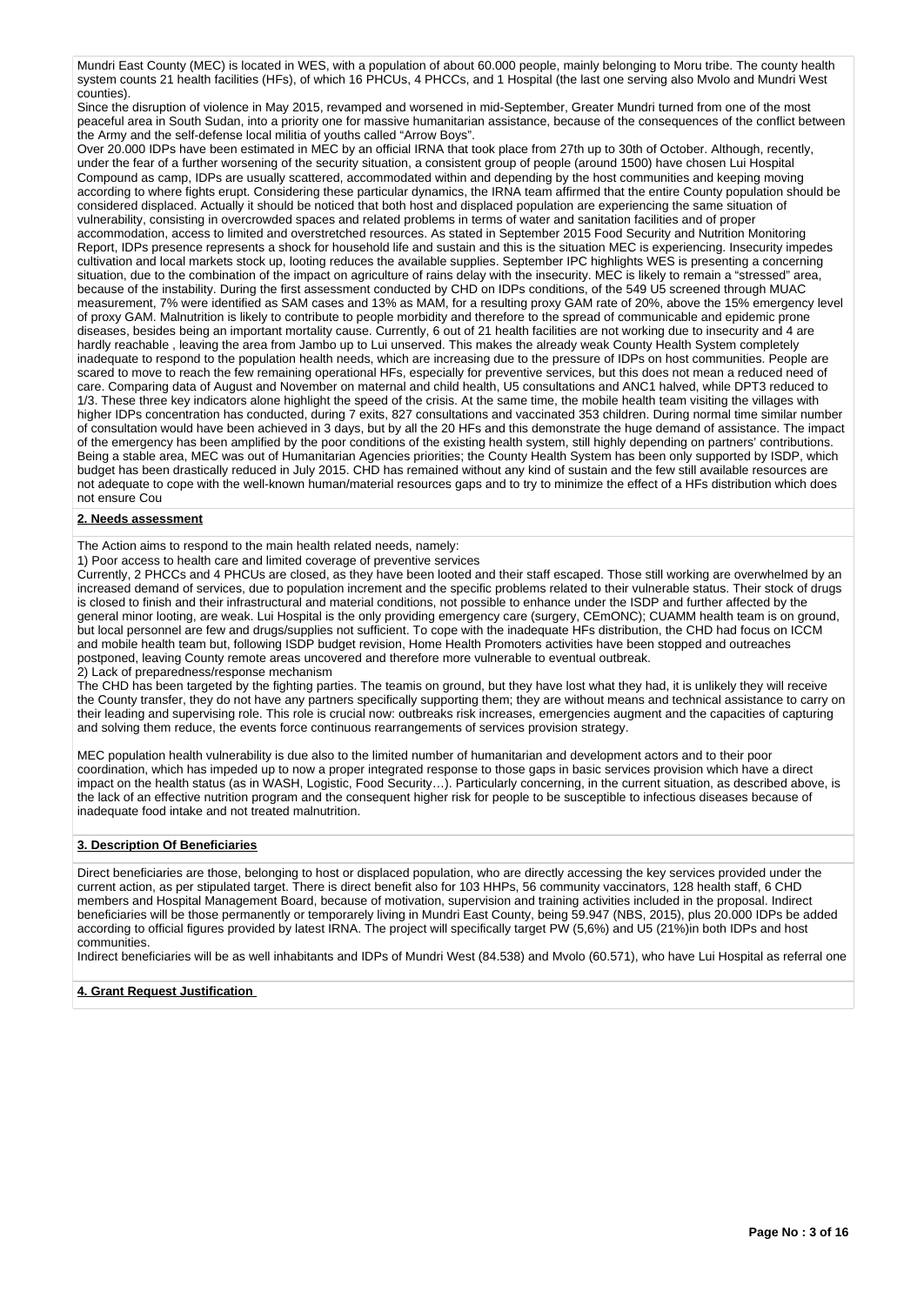Mundri East County (MEC) is located in WES, with a population of about 60.000 people, mainly belonging to Moru tribe. The county health system counts 21 health facilities (HFs), of which 16 PHCUs, 4 PHCCs, and 1 Hospital (the last one serving also Mvolo and Mundri West counties).

Since the disruption of violence in May 2015, revamped and worsened in mid-September, Greater Mundri turned from one of the most peaceful area in South Sudan, into a priority one for massive humanitarian assistance, because of the consequences of the conflict between the Army and the self-defense local militia of youths called "Arrow Boys".

Over 20.000 IDPs have been estimated in MEC by an official IRNA that took place from 27th up to 30th of October. Although, recently, under the fear of a further worsening of the security situation, a consistent group of people (around 1500) have chosen Lui Hospital Compound as camp, IDPs are usually scattered, accommodated within and depending by the host communities and keeping moving according to where fights erupt. Considering these particular dynamics, the IRNA team affirmed that the entire County population should be considered displaced. Actually it should be noticed that both host and displaced population are experiencing the same situation of vulnerability, consisting in overcrowded spaces and related problems in terms of water and sanitation facilities and of proper accommodation, access to limited and overstretched resources. As stated in September 2015 Food Security and Nutrition Monitoring Report, IDPs presence represents a shock for household life and sustain and this is the situation MEC is experiencing. Insecurity impedes cultivation and local markets stock up, looting reduces the available supplies. September IPC highlights WES is presenting a concerning situation, due to the combination of the impact on agriculture of rains delay with the insecurity. MEC is likely to remain a "stressed" area, because of the instability. During the first assessment conducted by CHD on IDPs conditions, of the 549 U5 screened through MUAC measurement, 7% were identified as SAM cases and 13% as MAM, for a resulting proxy GAM rate of 20%, above the 15% emergency level of proxy GAM. Malnutrition is likely to contribute to people morbidity and therefore to the spread of communicable and epidemic prone diseases, besides being an important mortality cause. Currently, 6 out of 21 health facilities are not working due to insecurity and 4 are hardly reachable , leaving the area from Jambo up to Lui unserved. This makes the already weak County Health System completely inadequate to respond to the population health needs, which are increasing due to the pressure of IDPs on host communities. People are scared to move to reach the few remaining operational HFs, especially for preventive services, but this does not mean a reduced need of care. Comparing data of August and November on maternal and child health, U5 consultations and ANC1 halved, while DPT3 reduced to 1/3. These three key indicators alone highlight the speed of the crisis. At the same time, the mobile health team visiting the villages with higher IDPs concentration has conducted, during 7 exits, 827 consultations and vaccinated 353 children. During normal time similar number of consultation would have been achieved in 3 days, but by all the 20 HFs and this demonstrate the huge demand of assistance. The impact of the emergency has been amplified by the poor conditions of the existing health system, still highly depending on partners' contributions. Being a stable area, MEC was out of Humanitarian Agencies priorities; the County Health System has been only supported by ISDP, which budget has been drastically reduced in July 2015. CHD has remained without any kind of sustain and the few still available resources are not adequate to cope with the well-known human/material resources gaps and to try to minimize the effect of a HFs distribution which does not ensure Cou

**2. Needs assessment**

The Action aims to respond to the main health related needs, namely:

1) Poor access to health care and limited coverage of preventive services

Currently, 2 PHCCs and 4 PHCUs are closed, as they have been looted and their staff escaped. Those still working are overwhelmed by an increased demand of services, due to population increment and the specific problems related to their vulnerable status. Their stock of drugs is closed to finish and their infrastructural and material conditions, not possible to enhance under the ISDP and further affected by the general minor looting, are weak. Lui Hospital is the only providing emergency care (surgery, CEmONC); CUAMM health team is on ground, but local personnel are few and drugs/supplies not sufficient. To cope with the inadequate HFs distribution, the CHD had focus on ICCM and mobile health team but, following ISDP budget revision, Home Health Promoters activities have been stopped and outreaches postponed, leaving County remote areas uncovered and therefore more vulnerable to eventual outbreak.

2) Lack of preparedness/response mechanism

The CHD has been targeted by the fighting parties. The teamis on ground, but they have lost what they had, it is unlikely they will receive the County transfer, they do not have any partners specifically supporting them; they are without means and technical assistance to carry on their leading and supervising role. This role is crucial now: outbreaks risk increases, emergencies augment and the capacities of capturing and solving them reduce, the events force continuous rearrangements of services provision strategy.

MEC population health vulnerability is due also to the limited number of humanitarian and development actors and to their poor coordination, which has impeded up to now a proper integrated response to those gaps in basic services provision which have a direct impact on the health status (as in WASH, Logistic, Food Security…). Particularly concerning, in the current situation, as described above, is the lack of an effective nutrition program and the consequent higher risk for people to be susceptible to infectious diseases because of inadequate food intake and not treated malnutrition.

**3. Description Of Beneficiaries**

Direct beneficiaries are those, belonging to host or displaced population, who are directly accessing the key services provided under the current action, as per stipulated target. There is direct benefit also for 103 HHPs, 56 community vaccinators, 128 health staff, 6 CHD members and Hospital Management Board, because of motivation, supervision and training activities included in the proposal. Indirect beneficiaries will be those permanently or temporarely living in Mundri East County, being 59.947 (NBS, 2015), plus 20.000 IDPs be added according to official figures provided by latest IRNA. The project will specifically target PW (5,6%) and U5 (21%)in both IDPs and host communities.

Indirect beneficiaries will be as well inhabitants and IDPs of Mundri West (84.538) and Mvolo (60.571), who have Lui Hospital as referral one

**4. Grant Request Justification**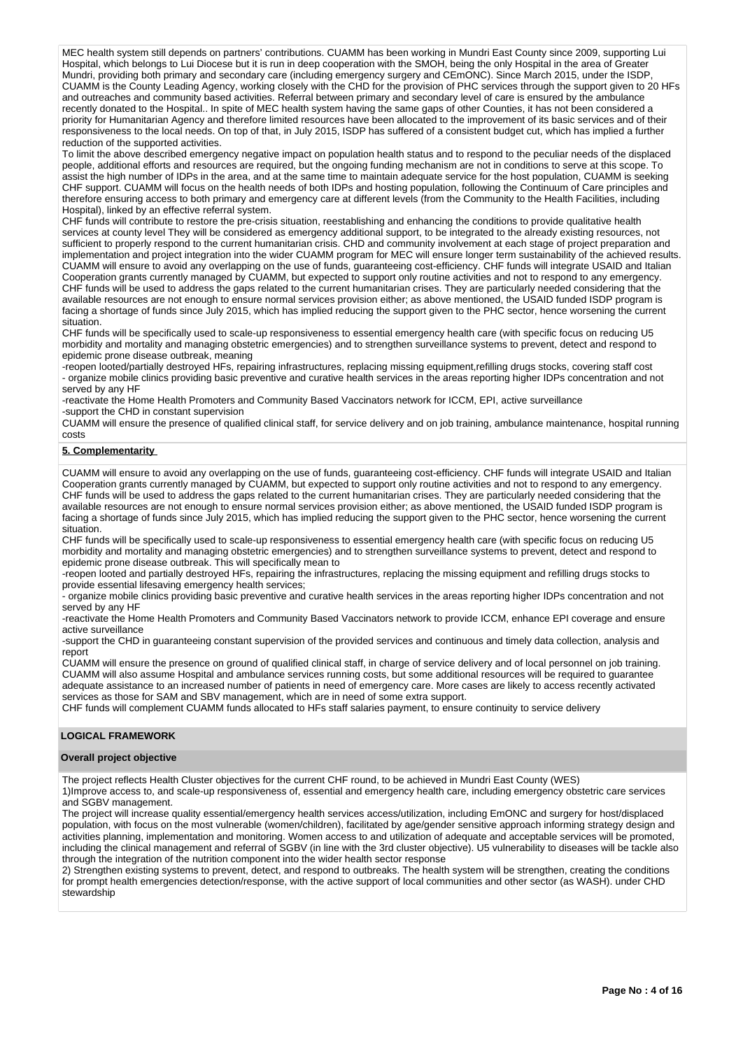MEC health system still depends on partners' contributions. CUAMM has been working in Mundri East County since 2009, supporting Lui Hospital, which belongs to Lui Diocese but it is run in deep cooperation with the SMOH, being the only Hospital in the area of Greater Mundri, providing both primary and secondary care (including emergency surgery and CEmONC). Since March 2015, under the ISDP, CUAMM is the County Leading Agency, working closely with the CHD for the provision of PHC services through the support given to 20 HFs and outreaches and community based activities. Referral between primary and secondary level of care is ensured by the ambulance recently donated to the Hospital.. In spite of MEC health system having the same gaps of other Counties, it has not been considered a priority for Humanitarian Agency and therefore limited resources have been allocated to the improvement of its basic services and of their responsiveness to the local needs. On top of that, in July 2015, ISDP has suffered of a consistent budget cut, which has implied a further reduction of the supported activities.

To limit the above described emergency negative impact on population health status and to respond to the peculiar needs of the displaced people, additional efforts and resources are required, but the ongoing funding mechanism are not in conditions to serve at this scope. To assist the high number of IDPs in the area, and at the same time to maintain adequate service for the host population, CUAMM is seeking CHF support. CUAMM will focus on the health needs of both IDPs and hosting population, following the Continuum of Care principles and therefore ensuring access to both primary and emergency care at different levels (from the Community to the Health Facilities, including Hospital), linked by an effective referral system.

CHF funds will contribute to restore the pre-crisis situation, reestablishing and enhancing the conditions to provide qualitative health services at county level They will be considered as emergency additional support, to be integrated to the already existing resources, not sufficient to properly respond to the current humanitarian crisis. CHD and community involvement at each stage of project preparation and implementation and project integration into the wider CUAMM program for MEC will ensure longer term sustainability of the achieved results.

CUAMM will ensure to avoid any overlapping on the use of funds, guaranteeing cost-efficiency. CHF funds will integrate USAID and Italian Cooperation grants currently managed by CUAMM, but expected to support only routine activities and not to respond to any emergency. CHF funds will be used to address the gaps related to the current humanitarian crises. They are particularly needed considering that the available resources are not enough to ensure normal services provision either; as above mentioned, the USAID funded ISDP program is facing a shortage of funds since July 2015, which has implied reducing the support given to the PHC sector, hence worsening the current situation.

CHF funds will be specifically used to scale-up responsiveness to essential emergency health care (with specific focus on reducing U5 morbidity and mortality and managing obstetric emergencies) and to strengthen surveillance systems to prevent, detect and respond to epidemic prone disease outbreak, meaning

-reopen looted/partially destroyed HFs, repairing infrastructures, replacing missing equipment,refilling drugs stocks, covering staff cost

- organize mobile clinics providing basic preventive and curative health services in the areas reporting higher IDPs concentration and not served by any HF

-reactivate the Home Health Promoters and Community Based Vaccinators network for ICCM, EPI, active surveillance

-support the CHD in constant supervision

CUAMM will ensure the presence of qualified clinical staff, for service delivery and on job training, ambulance maintenance, hospital running costs

**5. Complementarity**

CUAMM will ensure to avoid any overlapping on the use of funds, guaranteeing cost-efficiency. CHF funds will integrate USAID and Italian Cooperation grants currently managed by CUAMM, but expected to support only routine activities and not to respond to any emergency. CHF funds will be used to address the gaps related to the current humanitarian crises. They are particularly needed considering that the available resources are not enough to ensure normal services provision either; as above mentioned, the USAID funded ISDP program is facing a shortage of funds since July 2015, which has implied reducing the support given to the PHC sector, hence worsening the current situation.

CHF funds will be specifically used to scale-up responsiveness to essential emergency health care (with specific focus on reducing U5 morbidity and mortality and managing obstetric emergencies) and to strengthen surveillance systems to prevent, detect and respond to epidemic prone disease outbreak. This will specifically mean to

-reopen looted and partially destroyed HFs, repairing the infrastructures, replacing the missing equipment and refilling drugs stocks to provide essential lifesaving emergency health services;

- organize mobile clinics providing basic preventive and curative health services in the areas reporting higher IDPs concentration and not served by any HF

-reactivate the Home Health Promoters and Community Based Vaccinators network to provide ICCM, enhance EPI coverage and ensure active surveillance

-support the CHD in guaranteeing constant supervision of the provided services and continuous and timely data collection, analysis and report

CUAMM will ensure the presence on ground of qualified clinical staff, in charge of service delivery and of local personnel on job training. CUAMM will also assume Hospital and ambulance services running costs, but some additional resources will be required to guarantee adequate assistance to an increased number of patients in need of emergency care. More cases are likely to access recently activated services as those for SAM and SBV management, which are in need of some extra support.

CHF funds will complement CUAMM funds allocated to HFs staff salaries payment, to ensure continuity to service delivery

## LOGICAL FRAMEWORK

### Overall project objective

The project reflects Health Cluster objectives for the current CHF round, to be achieved in Mundri East County (WES)

1)Improve access to, and scale-up responsiveness of, essential and emergency health care, including emergency obstetric care services and SGBV management.

The project will increase quality essential/emergency health services access/utilization, including EmONC and surgery for host/displaced population, with focus on the most vulnerable (women/children), facilitated by age/gender sensitive approach informing strategy design and activities planning, implementation and monitoring. Women access to and utilization of adequate and acceptable services will be promoted, including the clinical management and referral of SGBV (in line with the 3rd cluster objective). U5 vulnerability to diseases will be tackle also through the integration of the nutrition component into the wider health sector response

2) Strengthen existing systems to prevent, detect, and respond to outbreaks. The health system will be strengthen, creating the conditions for prompt health emergencies detection/response, with the active support of local communities and other sector (as WASH). under CHD stewardship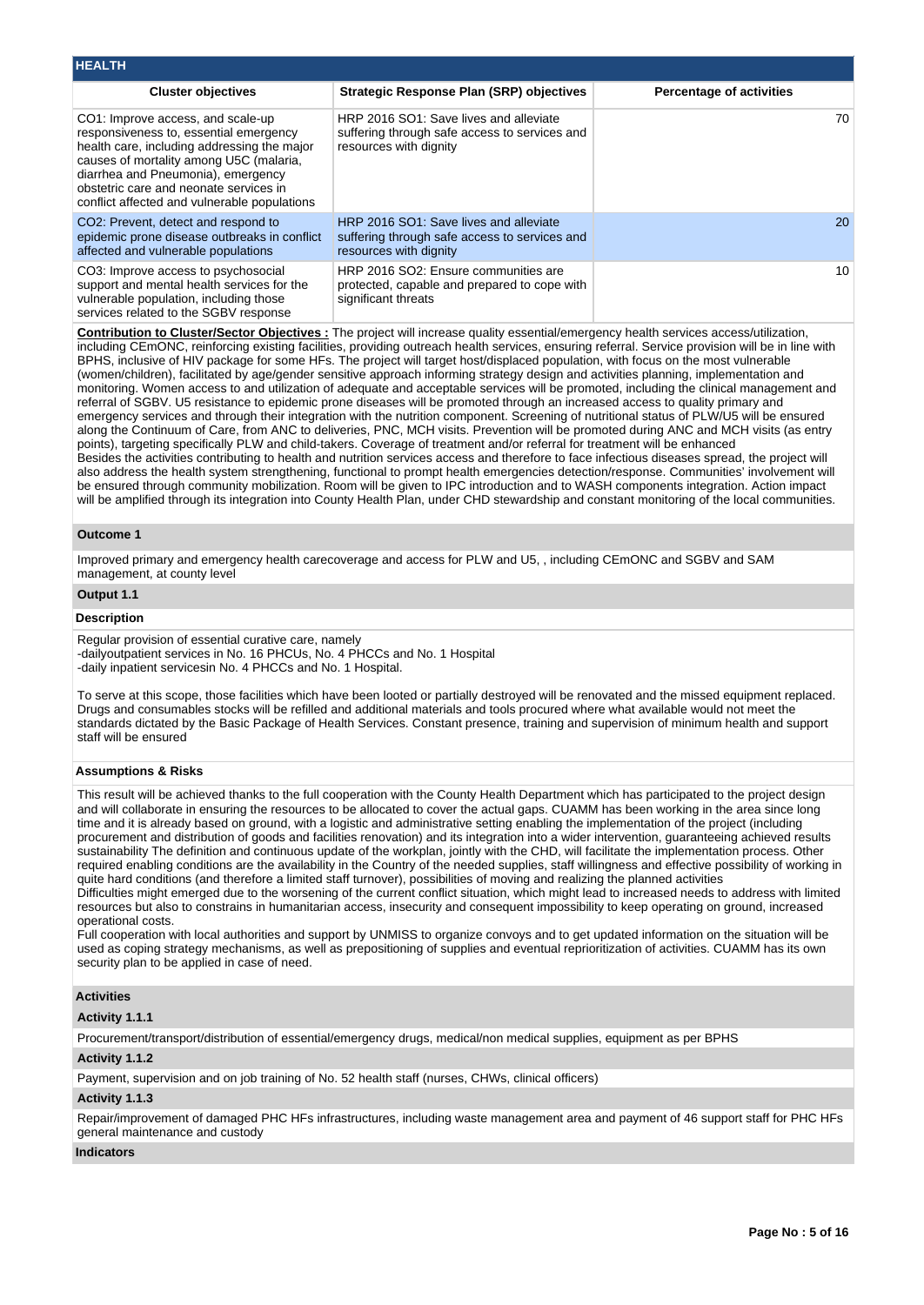## HEALTH

| Cluster objectives | Strategic Response Plan (SRP) objectives | Percentage of activities |
|---|---|---|
| CO1: Improve access, and scale-up responsiveness to, essential emergency health care, including addressing the major causes of mortality among U5C (malaria, diarrhea and Pneumonia), emergency obstetric care and neonate services in conflict affected and vulnerable populations | HRP 2016 SO1: Save lives and alleviate suffering through safe access to services and resources with dignity | 70 |
| CO2: Prevent, detect and respond to epidemic prone disease outbreaks in conflict affected and vulnerable populations | HRP 2016 SO1: Save lives and alleviate suffering through safe access to services and resources with dignity | 20 |
| CO3: Improve access to psychosocial support and mental health services for the vulnerable population, including those services related to the SGBV response | HRP 2016 SO2: Ensure communities are protected, capable and prepared to cope with significant threats | 10 |

**Contribution to Cluster/Sector Objectives :** The project will increase quality essential/emergency health services access/utilization, including CEmONC, reinforcing existing facilities, providing outreach health services, ensuring referral. Service provision will be in line with BPHS, inclusive of HIV package for some HFs. The project will target host/displaced population, with focus on the most vulnerable (women/children), facilitated by age/gender sensitive approach informing strategy design and activities planning, implementation and monitoring. Women access to and utilization of adequate and acceptable services will be promoted, including the clinical management and referral of SGBV. U5 resistance to epidemic prone diseases will be promoted through an increased access to quality primary and emergency services and through their integration with the nutrition component. Screening of nutritional status of PLW/U5 will be ensured along the Continuum of Care, from ANC to deliveries, PNC, MCH visits. Prevention will be promoted during ANC and MCH visits (as entry points), targeting specifically PLW and child-takers. Coverage of treatment and/or referral for treatment will be enhanced
Besides the activities contributing to health and nutrition services access and therefore to face infectious diseases spread, the project will also address the health system strengthening, functional to prompt health emergencies detection/response. Communities' involvement will be ensured through community mobilization. Room will be given to IPC introduction and to WASH components integration. Action impact will be amplified through its integration into County Health Plan, under CHD stewardship and constant monitoring of the local communities.

### Outcome 1

Improved primary and emergency health carecoverage and access for PLW and U5, , including CEmONC and SGBV and SAM management, at county level

### Output 1.1

#### Description

Regular provision of essential curative care, namely
-dailyoutpatient services in No. 16 PHCUs, No. 4 PHCCs and No. 1 Hospital
-daily inpatient servicesin No. 4 PHCCs and No. 1 Hospital.

To serve at this scope, those facilities which have been looted or partially destroyed will be renovated and the missed equipment replaced. Drugs and consumables stocks will be refilled and additional materials and tools procured where what available would not meet the standards dictated by the Basic Package of Health Services. Constant presence, training and supervision of minimum health and support staff will be ensured

#### Assumptions & Risks

This result will be achieved thanks to the full cooperation with the County Health Department which has participated to the project design and will collaborate in ensuring the resources to be allocated to cover the actual gaps. CUAMM has been working in the area since long time and it is already based on ground, with a logistic and administrative setting enabling the implementation of the project (including procurement and distribution of goods and facilities renovation) and its integration into a wider intervention, guaranteeing achieved results sustainability The definition and continuous update of the workplan, jointly with the CHD, will facilitate the implementation process. Other required enabling conditions are the availability in the Country of the needed supplies, staff willingness and effective possibility of working in quite hard conditions (and therefore a limited staff turnover), possibilities of moving and realizing the planned activities
Difficulties might emerged due to the worsening of the current conflict situation, which might lead to increased needs to address with limited resources but also to constrains in humanitarian access, insecurity and consequent impossibility to keep operating on ground, increased operational costs.
Full cooperation with local authorities and support by UNMISS to organize convoys and to get updated information on the situation will be used as coping strategy mechanisms, as well as prepositioning of supplies and eventual reprioritization of activities. CUAMM has its own security plan to be applied in case of need.

#### Activities

**Activity 1.1.1**

Procurement/transport/distribution of essential/emergency drugs, medical/non medical supplies, equipment as per BPHS

**Activity 1.1.2**

Payment, supervision and on job training of No. 52 health staff (nurses, CHWs, clinical officers)

**Activity 1.1.3**

Repair/improvement of damaged PHC HFs infrastructures, including waste management area and payment of 46 support staff for PHC HFs general maintenance and custody

#### Indicators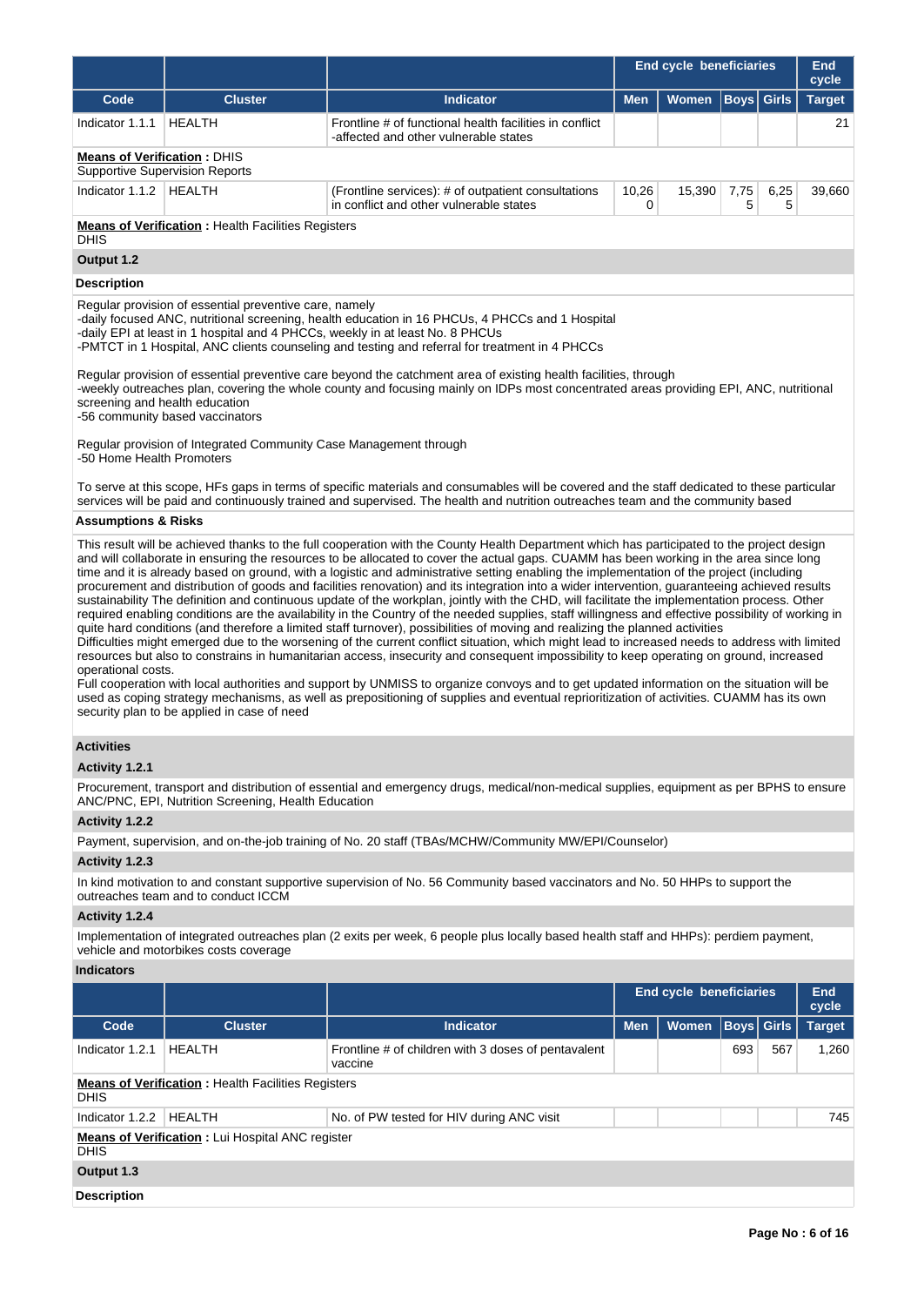| | | | End cycle beneficiaries | | | | End cycle |
|---|---|---|---|---|---|---|---|
| Code | Cluster | Indicator | Men | Women | Boys | Girls | Target |
| Indicator 1.1.1 | HEALTH | Frontline # of functional health facilities in conflict -affected and other vulnerable states | | | | | 21 |

**Means of Verification :** DHIS
Supportive Supervision Reports

| Code | Cluster | Indicator | Men | Women | Boys | Girls | Target |
|---|---|---|---|---|---|---|---|
| Indicator 1.1.2 | HEALTH | (Frontline services): # of outpatient consultations in conflict and other vulnerable states | 10,260 | 15,390 | 7,755 | 6,255 | 39,660 |

**Means of Verification :** Health Facilities Registers
DHIS

**Output 1.2**

**Description**

Regular provision of essential preventive care, namely
-daily focused ANC, nutritional screening, health education in 16 PHCUs, 4 PHCCs and 1 Hospital
-daily EPI at least in 1 hospital and 4 PHCCs, weekly in at least No. 8 PHCUs
-PMTCT in 1 Hospital, ANC clients counseling and testing and referral for treatment in 4 PHCCs

Regular provision of essential preventive care beyond the catchment area of existing health facilities, through
-weekly outreaches plan, covering the whole county and focusing mainly on IDPs most concentrated areas providing EPI, ANC, nutritional screening and health education
-56 community based vaccinators

Regular provision of Integrated Community Case Management through
-50 Home Health Promoters

To serve at this scope, HFs gaps in terms of specific materials and consumables will be covered and the staff dedicated to these particular services will be paid and continuously trained and supervised. The health and nutrition outreaches team and the community based

**Assumptions & Risks**

This result will be achieved thanks to the full cooperation with the County Health Department which has participated to the project design and will collaborate in ensuring the resources to be allocated to cover the actual gaps. CUAMM has been working in the area since long time and it is already based on ground, with a logistic and administrative setting enabling the implementation of the project (including procurement and distribution of goods and facilities renovation) and its integration into a wider intervention, guaranteeing achieved results sustainability The definition and continuous update of the workplan, jointly with the CHD, will facilitate the implementation process. Other required enabling conditions are the availability in the Country of the needed supplies, staff willingness and effective possibility of working in quite hard conditions (and therefore a limited staff turnover), possibilities of moving and realizing the planned activities
Difficulties might emerged due to the worsening of the current conflict situation, which might lead to increased needs to address with limited resources but also to constrains in humanitarian access, insecurity and consequent impossibility to keep operating on ground, increased operational costs.
Full cooperation with local authorities and support by UNMISS to organize convoys and to get updated information on the situation will be used as coping strategy mechanisms, as well as prepositioning of supplies and eventual reprioritization of activities. CUAMM has its own security plan to be applied in case of need

**Activities**

**Activity 1.2.1**

Procurement, transport and distribution of essential and emergency drugs, medical/non-medical supplies, equipment as per BPHS to ensure ANC/PNC, EPI, Nutrition Screening, Health Education

**Activity 1.2.2**

Payment, supervision, and on-the-job training of No. 20 staff (TBAs/MCHW/Community MW/EPI/Counselor)

**Activity 1.2.3**

In kind motivation to and constant supportive supervision of No. 56 Community based vaccinators and No. 50 HHPs to support the outreaches team and to conduct ICCM

**Activity 1.2.4**

Implementation of integrated outreaches plan (2 exits per week, 6 people plus locally based health staff and HHPs): perdiem payment, vehicle and motorbikes costs coverage

**Indicators**

| | | | End cycle beneficiaries | | | | End cycle |
|---|---|---|---|---|---|---|---|
| Code | Cluster | Indicator | Men | Women | Boys | Girls | Target |
| Indicator 1.2.1 | HEALTH | Frontline # of children with 3 doses of pentavalent vaccine | | | 693 | 567 | 1,260 |

**Means of Verification :** Health Facilities Registers
DHIS

| Code | Cluster | Indicator | Men | Women | Boys | Girls | Target |
|---|---|---|---|---|---|---|---|
| Indicator 1.2.2 | HEALTH | No. of PW tested for HIV during ANC visit | | | | | 745 |

**Means of Verification :** Lui Hospital ANC register
DHIS

**Output 1.3**

**Description**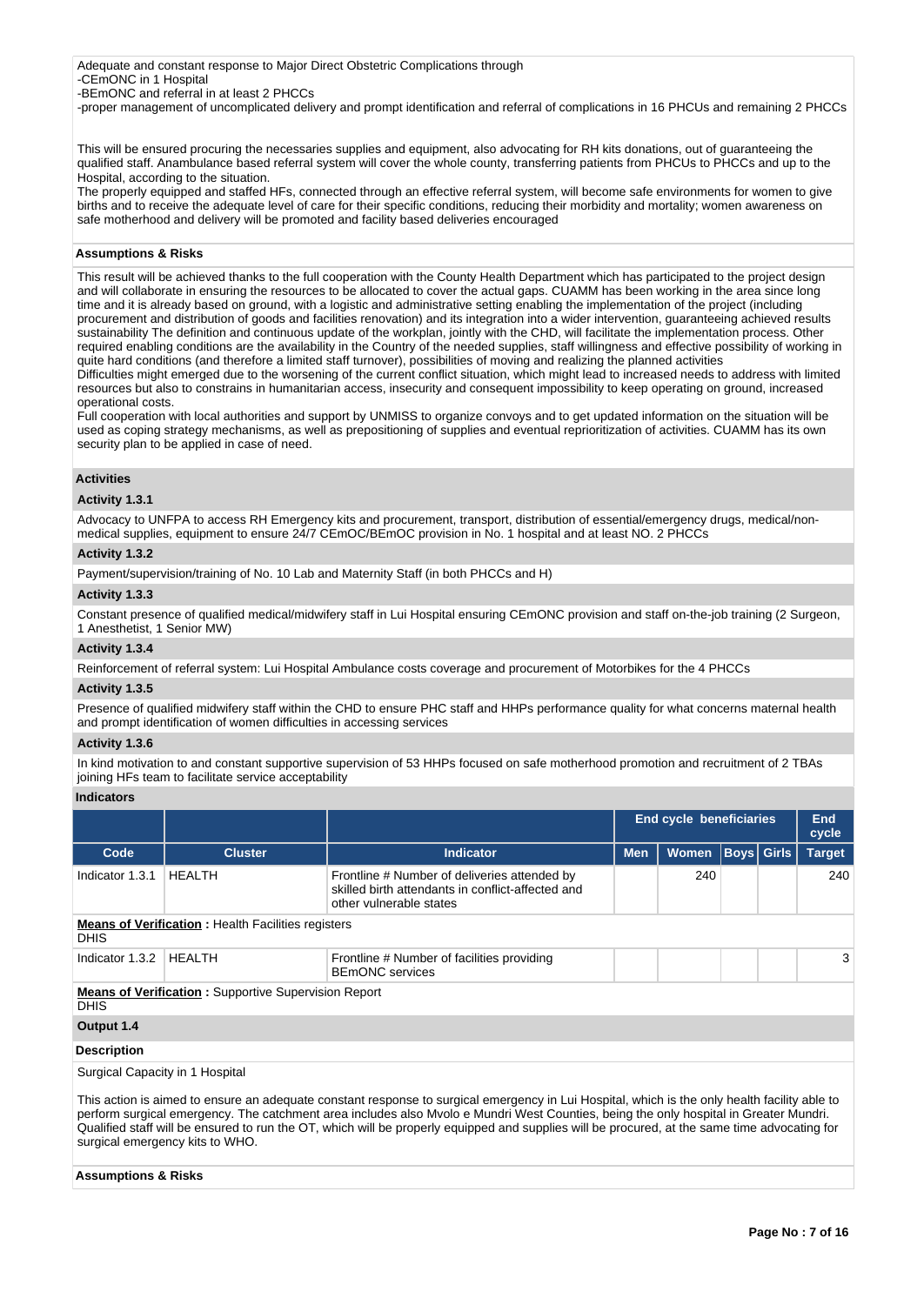Adequate and constant response to Major Direct Obstetric Complications through
-CEmONC in 1 Hospital
-BEmONC and referral in at least 2 PHCCs
-proper management of uncomplicated delivery and prompt identification and referral of complications in 16 PHCUs and remaining 2 PHCCs

This will be ensured procuring the necessaries supplies and equipment, also advocating for RH kits donations, out of guaranteeing the qualified staff. Anambulance based referral system will cover the whole county, transferring patients from PHCUs to PHCCs and up to the Hospital, according to the situation.
The properly equipped and staffed HFs, connected through an effective referral system, will become safe environments for women to give births and to receive the adequate level of care for their specific conditions, reducing their morbidity and mortality; women awareness on safe motherhood and delivery will be promoted and facility based deliveries encouraged

**Assumptions & Risks**

This result will be achieved thanks to the full cooperation with the County Health Department which has participated to the project design and will collaborate in ensuring the resources to be allocated to cover the actual gaps. CUAMM has been working in the area since long time and it is already based on ground, with a logistic and administrative setting enabling the implementation of the project (including procurement and distribution of goods and facilities renovation) and its integration into a wider intervention, guaranteeing achieved results sustainability The definition and continuous update of the workplan, jointly with the CHD, will facilitate the implementation process. Other required enabling conditions are the availability in the Country of the needed supplies, staff willingness and effective possibility of working in quite hard conditions (and therefore a limited staff turnover), possibilities of moving and realizing the planned activities
Difficulties might emerged due to the worsening of the current conflict situation, which might lead to increased needs to address with limited resources but also to constrains in humanitarian access, insecurity and consequent impossibility to keep operating on ground, increased operational costs.
Full cooperation with local authorities and support by UNMISS to organize convoys and to get updated information on the situation will be used as coping strategy mechanisms, as well as prepositioning of supplies and eventual reprioritization of activities. CUAMM has its own security plan to be applied in case of need.

**Activities**

**Activity 1.3.1**

Advocacy to UNFPA to access RH Emergency kits and procurement, transport, distribution of essential/emergency drugs, medical/non-medical supplies, equipment to ensure 24/7 CEmOC/BEmOC provision in No. 1 hospital and at least NO. 2 PHCCs

**Activity 1.3.2**

Payment/supervision/training of No. 10 Lab and Maternity Staff (in both PHCCs and H)

**Activity 1.3.3**

Constant presence of qualified medical/midwifery staff in Lui Hospital ensuring CEmONC provision and staff on-the-job training (2 Surgeon, 1 Anesthetist, 1 Senior MW)

**Activity 1.3.4**

Reinforcement of referral system: Lui Hospital Ambulance costs coverage and procurement of Motorbikes for the 4 PHCCs

**Activity 1.3.5**

Presence of qualified midwifery staff within the CHD to ensure PHC staff and HHPs performance quality for what concerns maternal health and prompt identification of women difficulties in accessing services

**Activity 1.3.6**

In kind motivation to and constant supportive supervision of 53 HHPs focused on safe motherhood promotion and recruitment of 2 TBAs joining HFs team to facilitate service acceptability

**Indicators**

| | | | End cycle beneficiaries | | | | End cycle |
|---|---|---|---|---|---|---|---|
| **Code** | **Cluster** | **Indicator** | **Men** | **Women** | **Boys** | **Girls** | **Target** |
| Indicator 1.3.1 | HEALTH | Frontline # Number of deliveries attended by skilled birth attendants in conflict-affected and other vulnerable states | | 240 | | | 240 |
| **Means of Verification** : Health Facilities registers DHIS | | | | | | | |
| Indicator 1.3.2 | HEALTH | Frontline # Number of facilities providing BEmONC services | | | | | 3 |
| **Means of Verification** : Supportive Supervision Report DHIS | | | | | | | |

**Output 1.4**

**Description**

Surgical Capacity in 1 Hospital

This action is aimed to ensure an adequate constant response to surgical emergency in Lui Hospital, which is the only health facility able to perform surgical emergency. The catchment area includes also Mvolo e Mundri West Counties, being the only hospital in Greater Mundri. Qualified staff will be ensured to run the OT, which will be properly equipped and supplies will be procured, at the same time advocating for surgical emergency kits to WHO.

**Assumptions & Risks**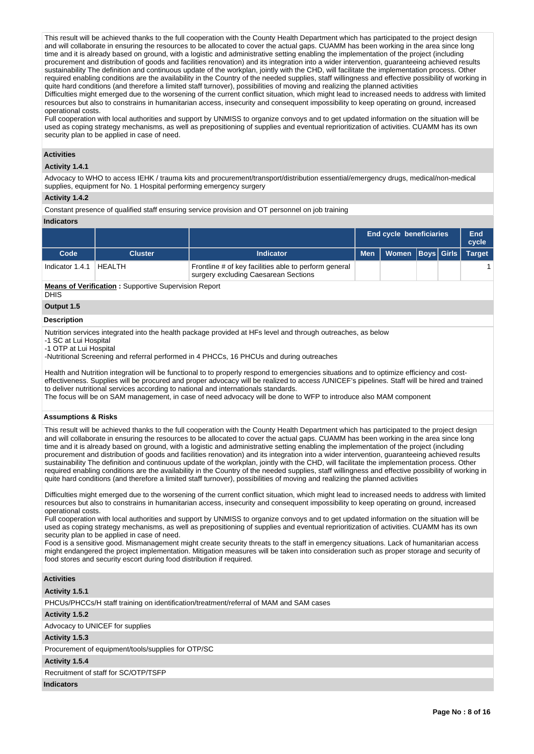This result will be achieved thanks to the full cooperation with the County Health Department which has participated to the project design and will collaborate in ensuring the resources to be allocated to cover the actual gaps. CUAMM has been working in the area since long time and it is already based on ground, with a logistic and administrative setting enabling the implementation of the project (including procurement and distribution of goods and facilities renovation) and its integration into a wider intervention, guaranteeing achieved results sustainability The definition and continuous update of the workplan, jointly with the CHD, will facilitate the implementation process. Other required enabling conditions are the availability in the Country of the needed supplies, staff willingness and effective possibility of working in quite hard conditions (and therefore a limited staff turnover), possibilities of moving and realizing the planned activities
Difficulties might emerged due to the worsening of the current conflict situation, which might lead to increased needs to address with limited resources but also to constrains in humanitarian access, insecurity and consequent impossibility to keep operating on ground, increased operational costs.
Full cooperation with local authorities and support by UNMISS to organize convoys and to get updated information on the situation will be used as coping strategy mechanisms, as well as prepositioning of supplies and eventual reprioritization of activities. CUAMM has its own security plan to be applied in case of need.

### Activities

#### Activity 1.4.1

Advocacy to WHO to access IEHK / trauma kits and procurement/transport/distribution essential/emergency drugs, medical/non-medical supplies, equipment for No. 1 Hospital performing emergency surgery

#### Activity 1.4.2

Constant presence of qualified staff ensuring service provision and OT personnel on job training

### Indicators

| | | | End cycle beneficiaries | | | | End cycle |
|---|---|---|---|---|---|---|---|
| Code | Cluster | Indicator | Men | Women | Boys | Girls | Target |
| Indicator 1.4.1 | HEALTH | Frontline # of key facilities able to perform general surgery excluding Caesarean Sections | | | | | 1 |

**Means of Verification :** Supportive Supervision Report
DHIS

### Output 1.5

### Description

Nutrition services integrated into the health package provided at HFs level and through outreaches, as below
-1 SC at Lui Hospital
-1 OTP at Lui Hospital
-Nutritional Screening and referral performed in 4 PHCCs, 16 PHCUs and during outreaches

Health and Nutrition integration will be functional to to properly respond to emergencies situations and to optimize efficiency and cost-effectiveness. Supplies will be procured and proper advocacy will be realized to access /UNICEF's pipelines. Staff will be hired and trained to deliver nutritional services according to national and internationals standards.
The focus will be on SAM management, in case of need advocacy will be done to WFP to introduce also MAM component

### Assumptions & Risks

This result will be achieved thanks to the full cooperation with the County Health Department which has participated to the project design and will collaborate in ensuring the resources to be allocated to cover the actual gaps. CUAMM has been working in the area since long time and it is already based on ground, with a logistic and administrative setting enabling the implementation of the project (including procurement and distribution of goods and facilities renovation) and its integration into a wider intervention, guaranteeing achieved results sustainability The definition and continuous update of the workplan, jointly with the CHD, will facilitate the implementation process. Other required enabling conditions are the availability in the Country of the needed supplies, staff willingness and effective possibility of working in quite hard conditions (and therefore a limited staff turnover), possibilities of moving and realizing the planned activities

Difficulties might emerged due to the worsening of the current conflict situation, which might lead to increased needs to address with limited resources but also to constrains in humanitarian access, insecurity and consequent impossibility to keep operating on ground, increased operational costs.
Full cooperation with local authorities and support by UNMISS to organize convoys and to get updated information on the situation will be used as coping strategy mechanisms, as well as prepositioning of supplies and eventual reprioritization of activities. CUAMM has its own security plan to be applied in case of need.
Food is a sensitive good. Mismanagement might create security threats to the staff in emergency situations. Lack of humanitarian access might endangered the project implementation. Mitigation measures will be taken into consideration such as proper storage and security of food stores and security escort during food distribution if required.

### Activities

#### Activity 1.5.1

PHCUs/PHCCs/H staff training on identification/treatment/referral of MAM and SAM cases

#### Activity 1.5.2

Advocacy to UNICEF for supplies

#### Activity 1.5.3

Procurement of equipment/tools/supplies for OTP/SC

#### Activity 1.5.4

Recruitment of staff for SC/OTP/TSFP

### Indicators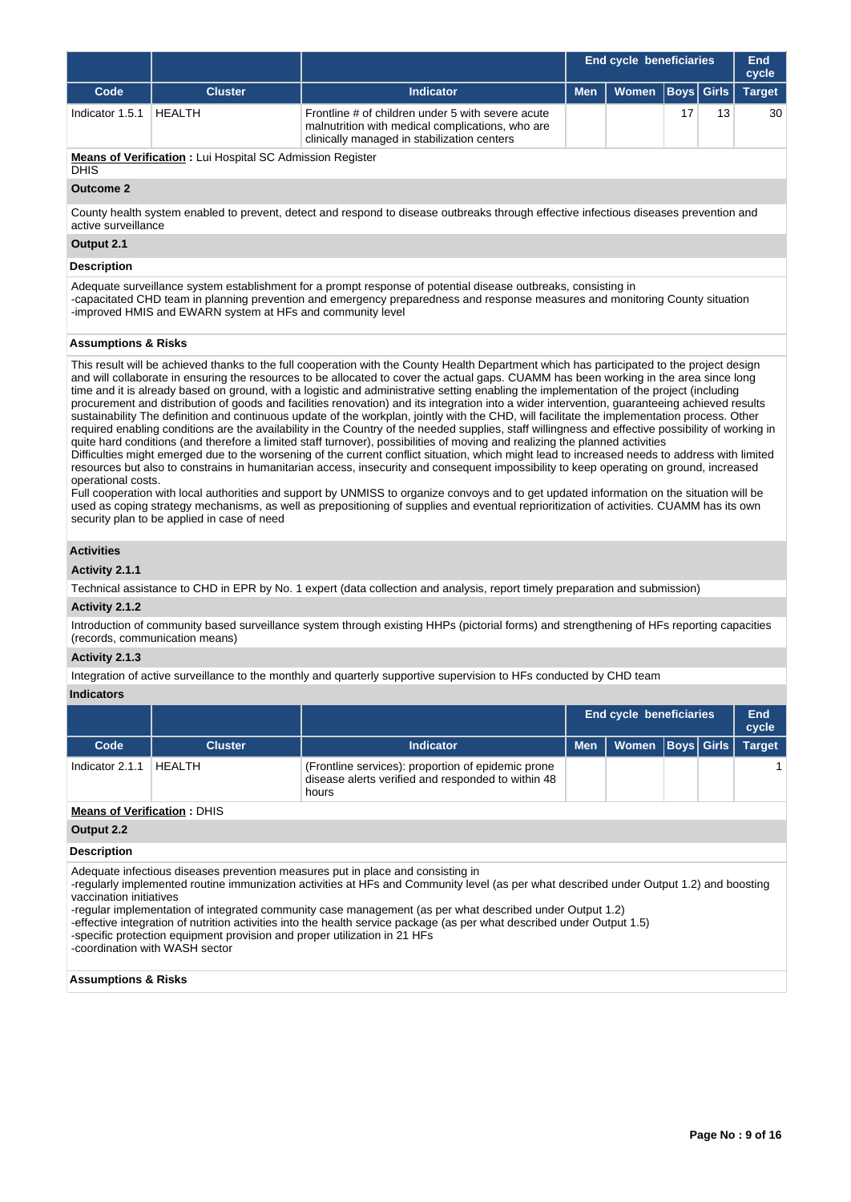| | | | End cycle beneficiaries | | | | End cycle |
|---|---|---|---|---|---|---|---|
| **Code** | **Cluster** | **Indicator** | **Men** | **Women** | **Boys** | **Girls** | **Target** |
| Indicator 1.5.1 | HEALTH | Frontline # of children under 5 with severe acute malnutrition with medical complications, who are clinically managed in stabilization centers | | | 17 | 13 | 30 |

**Means of Verification :** Lui Hospital SC Admission Register
DHIS

**Outcome 2**

County health system enabled to prevent, detect and respond to disease outbreaks through effective infectious diseases prevention and active surveillance

**Output 2.1**

**Description**

Adequate surveillance system establishment for a prompt response of potential disease outbreaks, consisting in
-capacitated CHD team in planning prevention and emergency preparedness and response measures and monitoring County situation
-improved HMIS and EWARN system at HFs and community level

**Assumptions & Risks**

This result will be achieved thanks to the full cooperation with the County Health Department which has participated to the project design and will collaborate in ensuring the resources to be allocated to cover the actual gaps. CUAMM has been working in the area since long time and it is already based on ground, with a logistic and administrative setting enabling the implementation of the project (including procurement and distribution of goods and facilities renovation) and its integration into a wider intervention, guaranteeing achieved results sustainability The definition and continuous update of the workplan, jointly with the CHD, will facilitate the implementation process. Other required enabling conditions are the availability in the Country of the needed supplies, staff willingness and effective possibility of working in quite hard conditions (and therefore a limited staff turnover), possibilities of moving and realizing the planned activities
Difficulties might emerged due to the worsening of the current conflict situation, which might lead to increased needs to address with limited resources but also to constrains in humanitarian access, insecurity and consequent impossibility to keep operating on ground, increased operational costs.
Full cooperation with local authorities and support by UNMISS to organize convoys and to get updated information on the situation will be used as coping strategy mechanisms, as well as prepositioning of supplies and eventual reprioritization of activities. CUAMM has its own security plan to be applied in case of need

**Activities**

**Activity 2.1.1**

Technical assistance to CHD in EPR by No. 1 expert (data collection and analysis, report timely preparation and submission)

**Activity 2.1.2**

Introduction of community based surveillance system through existing HHPs (pictorial forms) and strengthening of HFs reporting capacities (records, communication means)

**Activity 2.1.3**

Integration of active surveillance to the monthly and quarterly supportive supervision to HFs conducted by CHD team

**Indicators**

| | | | End cycle beneficiaries | | | | End cycle |
|---|---|---|---|---|---|---|---|
| **Code** | **Cluster** | **Indicator** | **Men** | **Women** | **Boys** | **Girls** | **Target** |
| Indicator 2.1.1 | HEALTH | (Frontline services): proportion of epidemic prone disease alerts verified and responded to within 48 hours | | | | | 1 |

**Means of Verification :** DHIS

**Output 2.2**

**Description**

Adequate infectious diseases prevention measures put in place and consisting in
-regularly implemented routine immunization activities at HFs and Community level (as per what described under Output 1.2) and boosting vaccination initiatives
-regular implementation of integrated community case management (as per what described under Output 1.2)
-effective integration of nutrition activities into the health service package (as per what described under Output 1.5)
-specific protection equipment provision and proper utilization in 21 HFs
-coordination with WASH sector

**Assumptions & Risks**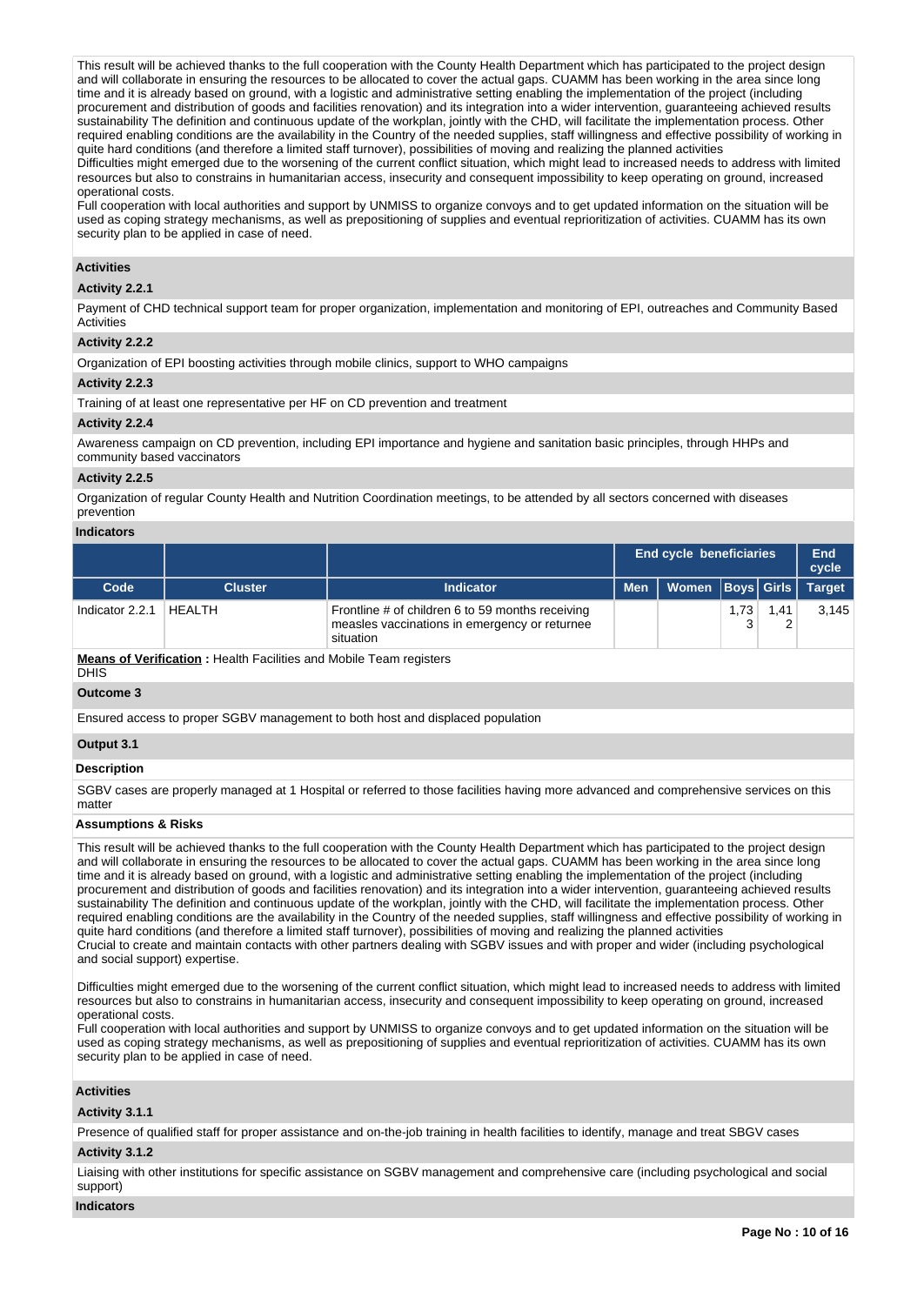This result will be achieved thanks to the full cooperation with the County Health Department which has participated to the project design and will collaborate in ensuring the resources to be allocated to cover the actual gaps. CUAMM has been working in the area since long time and it is already based on ground, with a logistic and administrative setting enabling the implementation of the project (including procurement and distribution of goods and facilities renovation) and its integration into a wider intervention, guaranteeing achieved results sustainability The definition and continuous update of the workplan, jointly with the CHD, will facilitate the implementation process. Other required enabling conditions are the availability in the Country of the needed supplies, staff willingness and effective possibility of working in quite hard conditions (and therefore a limited staff turnover), possibilities of moving and realizing the planned activities
Difficulties might emerged due to the worsening of the current conflict situation, which might lead to increased needs to address with limited resources but also to constrains in humanitarian access, insecurity and consequent impossibility to keep operating on ground, increased operational costs.
Full cooperation with local authorities and support by UNMISS to organize convoys and to get updated information on the situation will be used as coping strategy mechanisms, as well as prepositioning of supplies and eventual reprioritization of activities. CUAMM has its own security plan to be applied in case of need.

**Activities**

**Activity 2.2.1**

Payment of CHD technical support team for proper organization, implementation and monitoring of EPI, outreaches and Community Based Activities

**Activity 2.2.2**

Organization of EPI boosting activities through mobile clinics, support to WHO campaigns

**Activity 2.2.3**

Training of at least one representative per HF on CD prevention and treatment

**Activity 2.2.4**

Awareness campaign on CD prevention, including EPI importance and hygiene and sanitation basic principles, through HHPs and community based vaccinators

**Activity 2.2.5**

Organization of regular County Health and Nutrition Coordination meetings, to be attended by all sectors concerned with diseases prevention

**Indicators**

| | | | End cycle beneficiaries | | | | End cycle |
|---|---|---|---|---|---|---|---|
| Code | Cluster | Indicator | Men | Women | Boys | Girls | Target |
| Indicator 2.2.1 | HEALTH | Frontline # of children 6 to 59 months receiving measles vaccinations in emergency or returnee situation | | | 1,733 | 1,412 | 3,145 |

**Means of Verification** : Health Facilities and Mobile Team registers
DHIS

**Outcome 3**

Ensured access to proper SGBV management to both host and displaced population

**Output 3.1**

**Description**

SGBV cases are properly managed at 1 Hospital or referred to those facilities having more advanced and comprehensive services on this matter

**Assumptions & Risks**

This result will be achieved thanks to the full cooperation with the County Health Department which has participated to the project design and will collaborate in ensuring the resources to be allocated to cover the actual gaps. CUAMM has been working in the area since long time and it is already based on ground, with a logistic and administrative setting enabling the implementation of the project (including procurement and distribution of goods and facilities renovation) and its integration into a wider intervention, guaranteeing achieved results sustainability The definition and continuous update of the workplan, jointly with the CHD, will facilitate the implementation process. Other required enabling conditions are the availability in the Country of the needed supplies, staff willingness and effective possibility of working in quite hard conditions (and therefore a limited staff turnover), possibilities of moving and realizing the planned activities
Crucial to create and maintain contacts with other partners dealing with SGBV issues and with proper and wider (including psychological and social support) expertise.

Difficulties might emerged due to the worsening of the current conflict situation, which might lead to increased needs to address with limited resources but also to constrains in humanitarian access, insecurity and consequent impossibility to keep operating on ground, increased operational costs.
Full cooperation with local authorities and support by UNMISS to organize convoys and to get updated information on the situation will be used as coping strategy mechanisms, as well as prepositioning of supplies and eventual reprioritization of activities. CUAMM has its own security plan to be applied in case of need.

**Activities**

**Activity 3.1.1**

Presence of qualified staff for proper assistance and on-the-job training in health facilities to identify, manage and treat SBGV cases

**Activity 3.1.2**

Liaising with other institutions for specific assistance on SGBV management and comprehensive care (including psychological and social support)

**Indicators**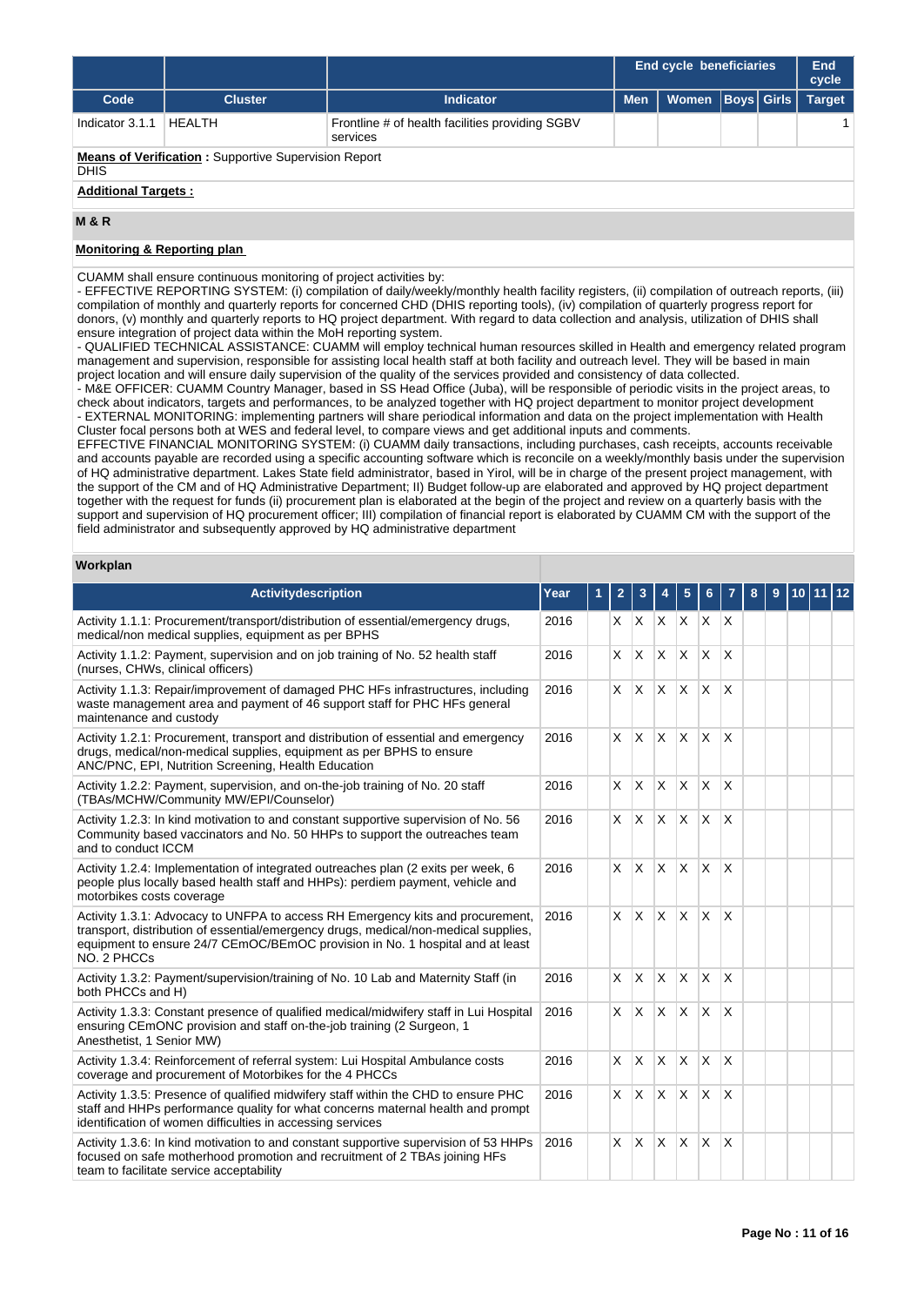| | | | End cycle beneficiaries | | | | End cycle |
|---|---|---|---|---|---|---|---|
| Code | Cluster | Indicator | Men | Women | Boys | Girls | Target |
| Indicator 3.1.1 | HEALTH | Frontline # of health facilities providing SGBV services | | | | | 1 |

**Means of Verification :** Supportive Supervision Report
DHIS

**Additional Targets :**

## M & R

### Monitoring & Reporting plan

CUAMM shall ensure continuous monitoring of project activities by:
- EFFECTIVE REPORTING SYSTEM: (i) compilation of daily/weekly/monthly health facility registers, (ii) compilation of outreach reports, (iii) compilation of monthly and quarterly reports for concerned CHD (DHIS reporting tools), (iv) compilation of quarterly progress report for donors, (v) monthly and quarterly reports to HQ project department. With regard to data collection and analysis, utilization of DHIS shall ensure integration of project data within the MoH reporting system.
- QUALIFIED TECHNICAL ASSISTANCE: CUAMM will employ technical human resources skilled in Health and emergency related program management and supervision, responsible for assisting local health staff at both facility and outreach level. They will be based in main project location and will ensure daily supervision of the quality of the services provided and consistency of data collected.
- M&E OFFICER: CUAMM Country Manager, based in SS Head Office (Juba), will be responsible of periodic visits in the project areas, to check about indicators, targets and performances, to be analyzed together with HQ project department to monitor project development
- EXTERNAL MONITORING: implementing partners will share periodical information and data on the project implementation with Health Cluster focal persons both at WES and federal level, to compare views and get additional inputs and comments.
EFFECTIVE FINANCIAL MONITORING SYSTEM: (i) CUAMM daily transactions, including purchases, cash receipts, accounts receivable and accounts payable are recorded using a specific accounting software which is reconcile on a weekly/monthly basis under the supervision of HQ administrative department. Lakes State field administrator, based in Yirol, will be in charge of the present project management, with the support of the CM and of HQ Administrative Department; II) Budget follow-up are elaborated and approved by HQ project department together with the request for funds (ii) procurement plan is elaborated at the begin of the project and review on a quarterly basis with the support and supervision of HQ procurement officer; III) compilation of financial report is elaborated by CUAMM CM with the support of the field administrator and subsequently approved by HQ administrative department

### Workplan

| Activitydescription | Year | 1 | 2 | 3 | 4 | 5 | 6 | 7 | 8 | 9 | 10 | 11 | 12 |
|---|---|---|---|---|---|---|---|---|---|---|---|---|---|
| Activity 1.1.1: Procurement/transport/distribution of essential/emergency drugs, medical/non medical supplies, equipment as per BPHS | 2016 | | X | X | X | X | X | X | | | | | |
| Activity 1.1.2: Payment, supervision and on job training of No. 52 health staff (nurses, CHWs, clinical officers) | 2016 | | X | X | X | X | X | X | | | | | |
| Activity 1.1.3: Repair/improvement of damaged PHC HFs infrastructures, including waste management area and payment of 46 support staff for PHC HFs general maintenance and custody | 2016 | | X | X | X | X | X | X | | | | | |
| Activity 1.2.1: Procurement, transport and distribution of essential and emergency drugs, medical/non-medical supplies, equipment as per BPHS to ensure ANC/PNC, EPI, Nutrition Screening, Health Education | 2016 | | X | X | X | X | X | X | | | | | |
| Activity 1.2.2: Payment, supervision, and on-the-job training of No. 20 staff (TBAs/MCHW/Community MW/EPI/Counselor) | 2016 | | X | X | X | X | X | X | | | | | |
| Activity 1.2.3: In kind motivation to and constant supportive supervision of No. 56 Community based vaccinators and No. 50 HHPs to support the outreaches team and to conduct ICCM | 2016 | | X | X | X | X | X | X | | | | | |
| Activity 1.2.4: Implementation of integrated outreaches plan (2 exits per week, 6 people plus locally based health staff and HHPs): perdiem payment, vehicle and motorbikes costs coverage | 2016 | | X | X | X | X | X | X | | | | | |
| Activity 1.3.1: Advocacy to UNFPA to access RH Emergency kits and procurement, transport, distribution of essential/emergency drugs, medical/non-medical supplies, equipment to ensure 24/7 CEmOC/BEmOC provision in No. 1 hospital and at least NO. 2 PHCCs | 2016 | | X | X | X | X | X | X | | | | | |
| Activity 1.3.2: Payment/supervision/training of No. 10 Lab and Maternity Staff (in both PHCCs and H) | 2016 | | X | X | X | X | X | X | | | | | |
| Activity 1.3.3: Constant presence of qualified medical/midwifery staff in Lui Hospital ensuring CEmONC provision and staff on-the-job training (2 Surgeon, 1 Anesthetist, 1 Senior MW) | 2016 | | X | X | X | X | X | X | | | | | |
| Activity 1.3.4: Reinforcement of referral system: Lui Hospital Ambulance costs coverage and procurement of Motorbikes for the 4 PHCCs | 2016 | | X | X | X | X | X | X | | | | | |
| Activity 1.3.5: Presence of qualified midwifery staff within the CHD to ensure PHC staff and HHPs performance quality for what concerns maternal health and prompt identification of women difficulties in accessing services | 2016 | | X | X | X | X | X | X | | | | | |
| Activity 1.3.6: In kind motivation to and constant supportive supervision of 53 HHPs focused on safe motherhood promotion and recruitment of 2 TBAs joining HFs team to facilitate service acceptability | 2016 | | X | X | X | X | X | X | | | | | |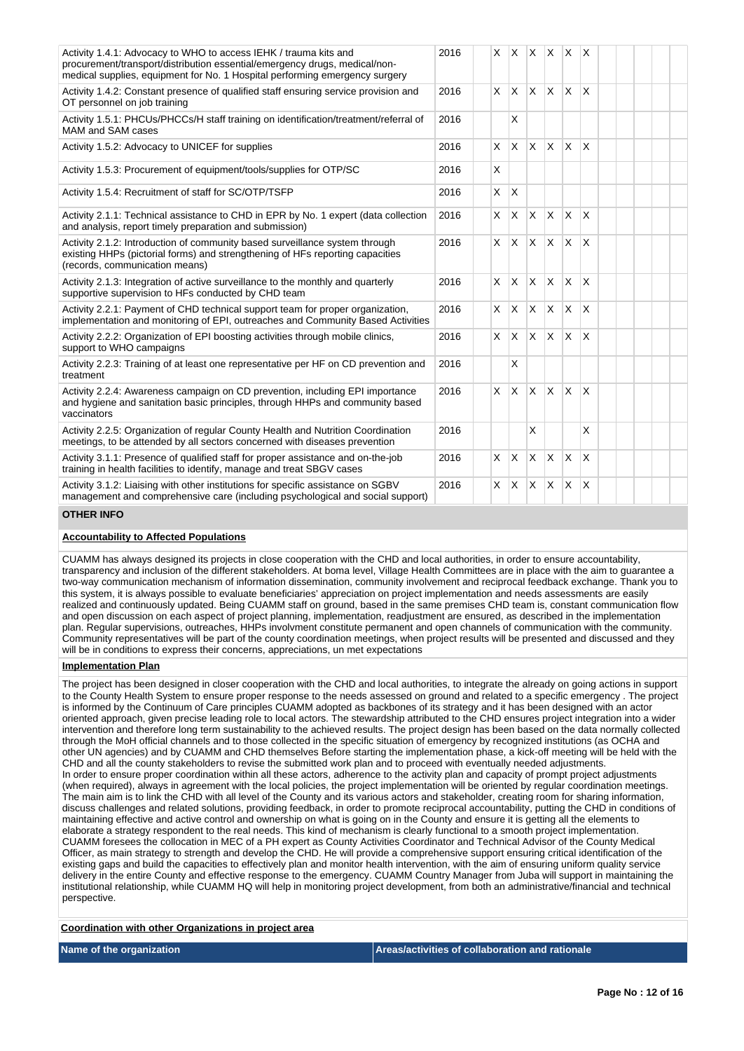| | | | | | | | | | | | | | |
|---|---|---|---|---|---|---|---|---|---|---|---|---|---|
| Activity 1.4.1: Advocacy to WHO to access IEHK / trauma kits and procurement/transport/distribution essential/emergency drugs, medical/non-medical supplies, equipment for No. 1 Hospital performing emergency surgery | 2016 | | X | X | X | X | X | X | | | | | |
| Activity 1.4.2: Constant presence of qualified staff ensuring service provision and OT personnel on job training | 2016 | | X | X | X | X | X | X | | | | | |
| Activity 1.5.1: PHCUs/PHCCs/H staff training on identification/treatment/referral of MAM and SAM cases | 2016 | | | X | | | | | | | | | |
| Activity 1.5.2: Advocacy to UNICEF for supplies | 2016 | | X | X | X | X | X | X | | | | | |
| Activity 1.5.3: Procurement of equipment/tools/supplies for OTP/SC | 2016 | | X | | | | | | | | | | |
| Activity 1.5.4: Recruitment of staff for SC/OTP/TSFP | 2016 | | X | X | | | | | | | | | |
| Activity 2.1.1: Technical assistance to CHD in EPR by No. 1 expert (data collection and analysis, report timely preparation and submission) | 2016 | | X | X | X | X | X | X | | | | | |
| Activity 2.1.2: Introduction of community based surveillance system through existing HHPs (pictorial forms) and strengthening of HFs reporting capacities (records, communication means) | 2016 | | X | X | X | X | X | X | | | | | |
| Activity 2.1.3: Integration of active surveillance to the monthly and quarterly supportive supervision to HFs conducted by CHD team | 2016 | | X | X | X | X | X | X | | | | | |
| Activity 2.2.1: Payment of CHD technical support team for proper organization, implementation and monitoring of EPI, outreaches and Community Based Activities | 2016 | | X | X | X | X | X | X | | | | | |
| Activity 2.2.2: Organization of EPI boosting activities through mobile clinics, support to WHO campaigns | 2016 | | X | X | X | X | X | X | | | | | |
| Activity 2.2.3: Training of at least one representative per HF on CD prevention and treatment | 2016 | | | X | | | | | | | | | |
| Activity 2.2.4: Awareness campaign on CD prevention, including EPI importance and hygiene and sanitation basic principles, through HHPs and community based vaccinators | 2016 | | X | X | X | X | X | X | | | | | |
| Activity 2.2.5: Organization of regular County Health and Nutrition Coordination meetings, to be attended by all sectors concerned with diseases prevention | 2016 | | | | X | | | X | | | | | |
| Activity 3.1.1: Presence of qualified staff for proper assistance and on-the-job training in health facilities to identify, manage and treat SBGV cases | 2016 | | X | X | X | X | X | X | | | | | |
| Activity 3.1.2: Liaising with other institutions for specific assistance on SGBV management and comprehensive care (including psychological and social support) | 2016 | | X | X | X | X | X | X | | | | | |

## OTHER INFO

**Accountability to Affected Populations**

CUAMM has always designed its projects in close cooperation with the CHD and local authorities, in order to ensure accountability, transparency and inclusion of the different stakeholders. At boma level, Village Health Committees are in place with the aim to guarantee a two-way communication mechanism of information dissemination, community involvement and reciprocal feedback exchange. Thank you to this system, it is always possible to evaluate beneficiaries' appreciation on project implementation and needs assessments are easily realized and continuously updated. Being CUAMM staff on ground, based in the same premises CHD team is, constant communication flow and open discussion on each aspect of project planning, implementation, readjustment are ensured, as described in the implementation plan. Regular supervisions, outreaches, HHPs involvment constitute permanent and open channels of communication with the community. Community representatives will be part of the county coordination meetings, when project results will be presented and discussed and they will be in conditions to express their concerns, appreciations, un met expectations

**Implementation Plan**

The project has been designed in closer cooperation with the CHD and local authorities, to integrate the already on going actions in support to the County Health System to ensure proper response to the needs assessed on ground and related to a specific emergency . The project is informed by the Continuum of Care principles CUAMM adopted as backbones of its strategy and it has been designed with an actor oriented approach, given precise leading role to local actors. The stewardship attributed to the CHD ensures project integration into a wider intervention and therefore long term sustainability to the achieved results. The project design has been based on the data normally collected through the MoH official channels and to those collected in the specific situation of emergency by recognized institutions (as OCHA and other UN agencies) and by CUAMM and CHD themselves Before starting the implementation phase, a kick-off meeting will be held with the CHD and all the county stakeholders to revise the submitted work plan and to proceed with eventually needed adjustments.
In order to ensure proper coordination within all these actors, adherence to the activity plan and capacity of prompt project adjustments (when required), always in agreement with the local policies, the project implementation will be oriented by regular coordination meetings. The main aim is to link the CHD with all level of the County and its various actors and stakeholder, creating room for sharing information, discuss challenges and related solutions, providing feedback, in order to promote reciprocal accountability, putting the CHD in conditions of maintaining effective and active control and ownership on what is going on in the County and ensure it is getting all the elements to elaborate a strategy respondent to the real needs. This kind of mechanism is clearly functional to a smooth project implementation. CUAMM foresees the collocation in MEC of a PH expert as County Activities Coordinator and Technical Advisor of the County Medical Officer, as main strategy to strength and develop the CHD. He will provide a comprehensive support ensuring critical identification of the existing gaps and build the capacities to effectively plan and monitor health intervention, with the aim of ensuring uniform quality service delivery in the entire County and effective response to the emergency. CUAMM Country Manager from Juba will support in maintaining the institutional relationship, while CUAMM HQ will help in monitoring project development, from both an administrative/financial and technical perspective.

**Coordination with other Organizations in project area**

| Name of the organization | Areas/activities of collaboration and rationale |
|---|---|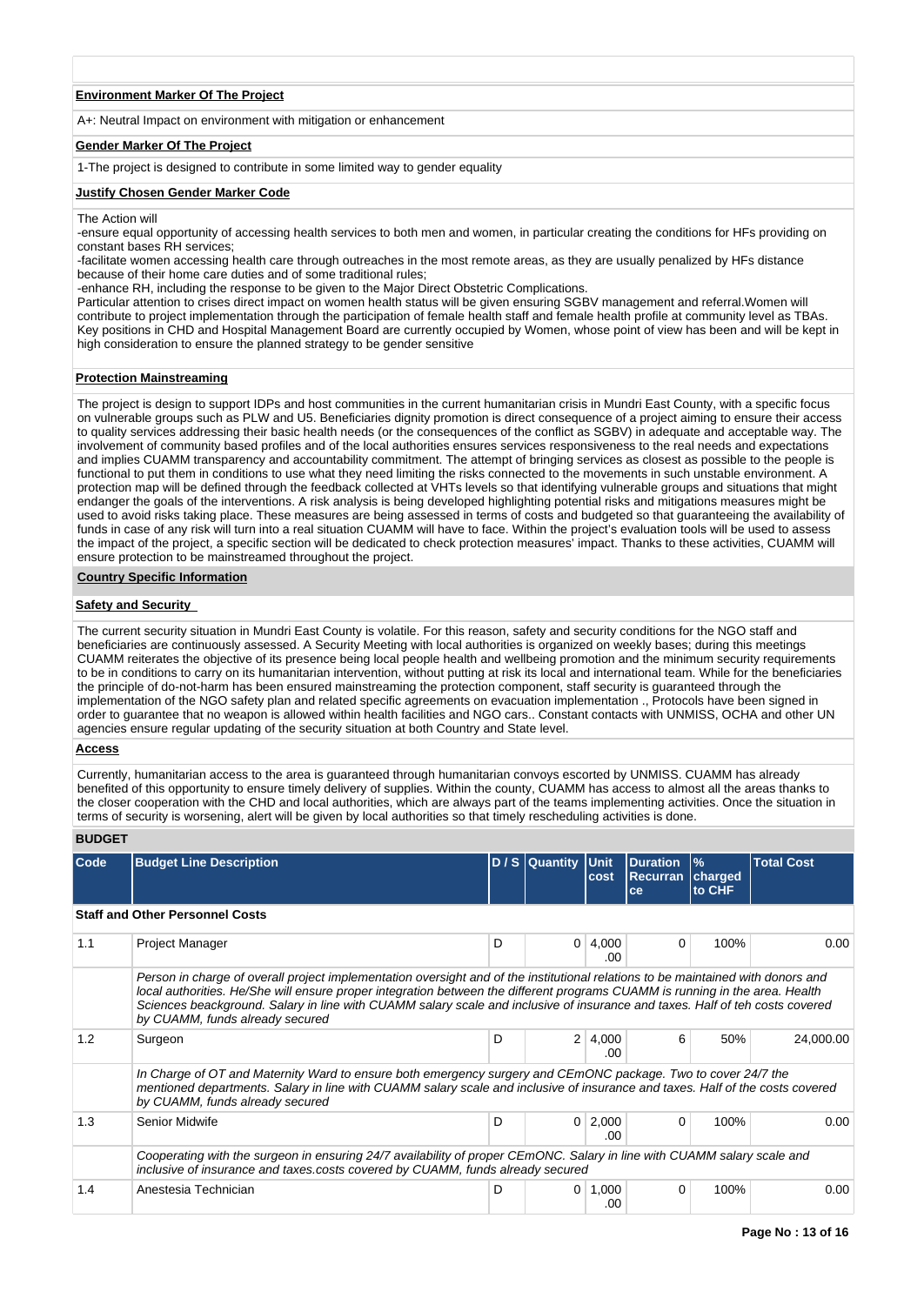**Environment Marker Of The Project**

A+: Neutral Impact on environment with mitigation or enhancement

**Gender Marker Of The Project**

1-The project is designed to contribute in some limited way to gender equality

**Justify Chosen Gender Marker Code**

The Action will
-ensure equal opportunity of accessing health services to both men and women, in particular creating the conditions for HFs providing on constant bases RH services;
-facilitate women accessing health care through outreaches in the most remote areas, as they are usually penalized by HFs distance because of their home care duties and of some traditional rules;
-enhance RH, including the response to be given to the Major Direct Obstetric Complications.
Particular attention to crises direct impact on women health status will be given ensuring SGBV management and referral.Women will contribute to project implementation through the participation of female health staff and female health profile at community level as TBAs. Key positions in CHD and Hospital Management Board are currently occupied by Women, whose point of view has been and will be kept in high consideration to ensure the planned strategy to be gender sensitive

**Protection Mainstreaming**

The project is design to support IDPs and host communities in the current humanitarian crisis in Mundri East County, with a specific focus on vulnerable groups such as PLW and U5. Beneficiaries dignity promotion is direct consequence of a project aiming to ensure their access to quality services addressing their basic health needs (or the consequences of the conflict as SGBV) in adequate and acceptable way. The involvement of community based profiles and of the local authorities ensures services responsiveness to the real needs and expectations and implies CUAMM transparency and accountability commitment. The attempt of bringing services as closest as possible to the people is functional to put them in conditions to use what they need limiting the risks connected to the movements in such unstable environment. A protection map will be defined through the feedback collected at VHTs levels so that identifying vulnerable groups and situations that might endanger the goals of the interventions. A risk analysis is being developed highlighting potential risks and mitigations measures might be used to avoid risks taking place. These measures are being assessed in terms of costs and budgeted so that guaranteeing the availability of funds in case of any risk will turn into a real situation CUAMM will have to face. Within the project's evaluation tools will be used to assess the impact of the project, a specific section will be dedicated to check protection measures' impact. Thanks to these activities, CUAMM will ensure protection to be mainstreamed throughout the project.

**Country Specific Information**

**Safety and Security**

The current security situation in Mundri East County is volatile. For this reason, safety and security conditions for the NGO staff and beneficiaries are continuously assessed. A Security Meeting with local authorities is organized on weekly bases; during this meetings CUAMM reiterates the objective of its presence being local people health and wellbeing promotion and the minimum security requirements to be in conditions to carry on its humanitarian intervention, without putting at risk its local and international team. While for the beneficiaries the principle of do-not-harm has been ensured mainstreaming the protection component, staff security is guaranteed through the implementation of the NGO safety plan and related specific agreements on evacuation implementation ., Protocols have been signed in order to guarantee that no weapon is allowed within health facilities and NGO cars.. Constant contacts with UNMISS, OCHA and other UN agencies ensure regular updating of the security situation at both Country and State level.

**Access**

Currently, humanitarian access to the area is guaranteed through humanitarian convoys escorted by UNMISS. CUAMM has already benefited of this opportunity to ensure timely delivery of supplies. Within the county, CUAMM has access to almost all the areas thanks to the closer cooperation with the CHD and local authorities, which are always part of the teams implementing activities. Once the situation in terms of security is worsening, alert will be given by local authorities so that timely rescheduling activities is done.

**BUDGET**

| Code | Budget Line Description | D / S | Quantity | Unit cost | Duration Recurrance | % charged to CHF | Total Cost |
|---|---|---|---|---|---|---|---|
| **Staff and Other Personnel Costs** | | | | | | | |
| 1.1 | Project Manager | D | 0 | 4,000.00 | 0 | 100% | 0.00 |
| | *Person in charge of overall project implementation oversight and of the institutional relations to be maintained with donors and local authorities. He/She will ensure proper integration between the different programs CUAMM is running in the area. Health Sciences beackground. Salary in line with CUAMM salary scale and inclusive of insurance and taxes. Half of teh costs covered by CUAMM, funds already secured* | | | | | | |
| 1.2 | Surgeon | D | 2 | 4,000.00 | 6 | 50% | 24,000.00 |
| | *In Charge of OT and Maternity Ward to ensure both emergency surgery and CEmONC package. Two to cover 24/7 the mentioned departments. Salary in line with CUAMM salary scale and inclusive of insurance and taxes. Half of the costs covered by CUAMM, funds already secured* | | | | | | |
| 1.3 | Senior Midwife | D | 0 | 2,000.00 | 0 | 100% | 0.00 |
| | *Cooperating with the surgeon in ensuring 24/7 availability of proper CEmONC. Salary in line with CUAMM salary scale and inclusive of insurance and taxes.costs covered by CUAMM, funds already secured* | | | | | | |
| 1.4 | Anestesia Technician | D | 0 | 1,000.00 | 0 | 100% | 0.00 |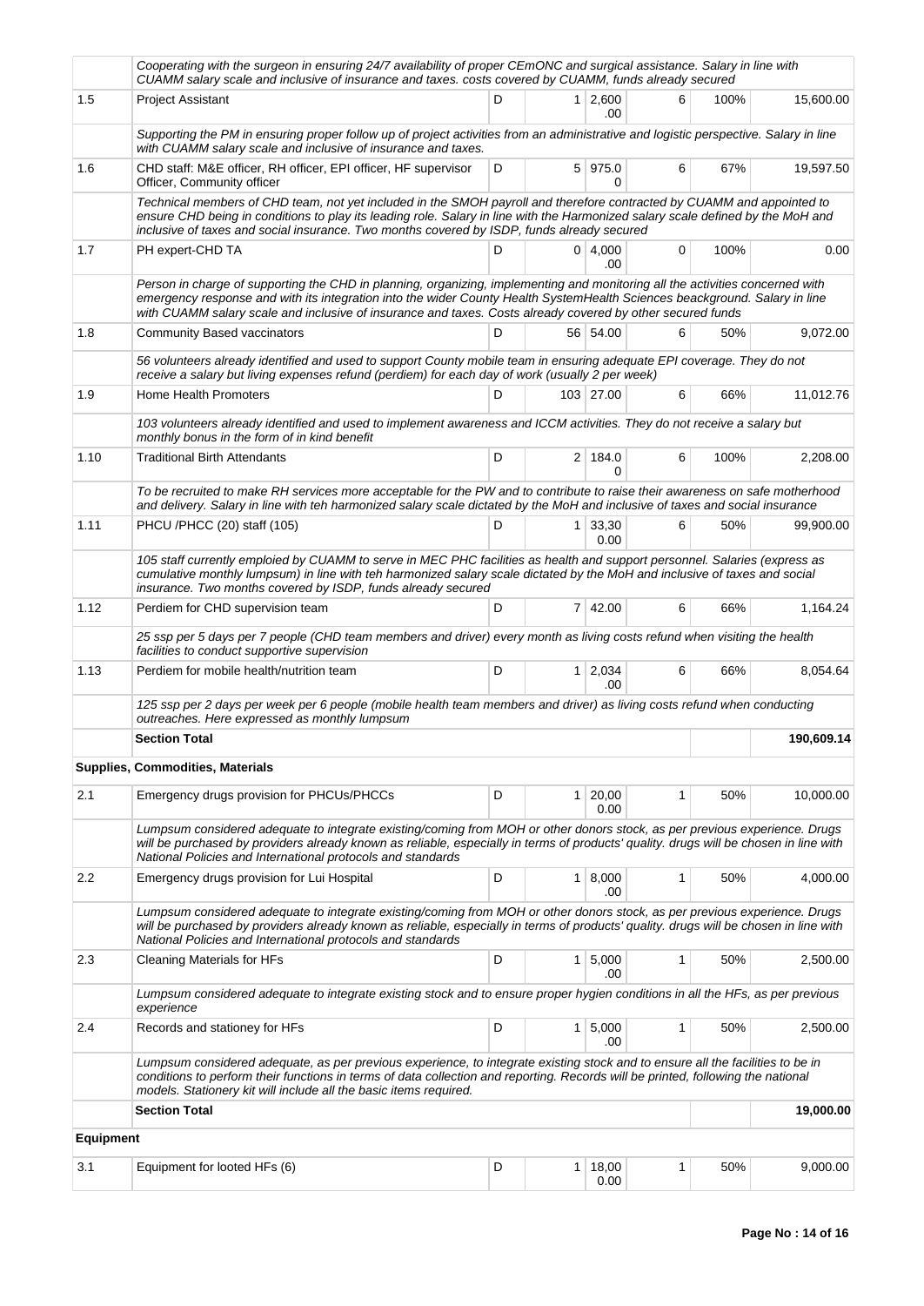| | Cooperating with the surgeon in ensuring 24/7 availability of proper CEmONC and surgical assistance. Salary in line with CUAMM salary scale and inclusive of insurance and taxes. costs covered by CUAMM, funds already secured | | | | | | |
|---|---|---|---|---|---|---|---|
| 1.5 | Project Assistant | D | 1 | 2,600.00 | 6 | 100% | 15,600.00 |
| | Supporting the PM in ensuring proper follow up of project activities from an administrative and logistic perspective. Salary in line with CUAMM salary scale and inclusive of insurance and taxes. | | | | | | |
| 1.6 | CHD staff: M&E officer, RH officer, EPI officer, HF supervisor Officer, Community officer | D | 5 | 975.00 | 6 | 67% | 19,597.50 |
| | Technical members of CHD team, not yet included in the SMOH payroll and therefore contracted by CUAMM and appointed to ensure CHD being in conditions to play its leading role. Salary in line with the Harmonized salary scale defined by the MoH and inclusive of taxes and social insurance. Two months covered by ISDP, funds already secured | | | | | | |
| 1.7 | PH expert-CHD TA | D | 0 | 4,000.00 | 0 | 100% | 0.00 |
| | Person in charge of supporting the CHD in planning, organizing, implementing and monitoring all the activities concerned with emergency response and with its integration into the wider County Health SystemHealth Sciences beackground. Salary in line with CUAMM salary scale and inclusive of insurance and taxes. Costs already covered by other secured funds | | | | | | |
| 1.8 | Community Based vaccinators | D | 56 | 54.00 | 6 | 50% | 9,072.00 |
| | 56 volunteers already identified and used to support County mobile team in ensuring adequate EPI coverage. They do not receive a salary but living expenses refund (perdiem) for each day of work (usually 2 per week) | | | | | | |
| 1.9 | Home Health Promoters | D | 103 | 27.00 | 6 | 66% | 11,012.76 |
| | 103 volunteers already identified and used to implement awareness and ICCM activities. They do not receive a salary but monthly bonus in the form of in kind benefit | | | | | | |
| 1.10 | Traditional Birth Attendants | D | 2 | 184.00 | 6 | 100% | 2,208.00 |
| | To be recruited to make RH services more acceptable for the PW and to contribute to raise their awareness on safe motherhood and delivery. Salary in line with teh harmonized salary scale dictated by the MoH and inclusive of taxes and social insurance | | | | | | |
| 1.11 | PHCU /PHCC (20) staff (105) | D | 1 | 33,300.00 | 6 | 50% | 99,900.00 |
| | 105 staff currently emploied by CUAMM to serve in MEC PHC facilities as health and support personnel. Salaries (express as cumulative monthly lumpsum) in line with teh harmonized salary scale dictated by the MoH and inclusive of taxes and social insurance. Two months covered by ISDP, funds already secured | | | | | | |
| 1.12 | Perdiem for CHD supervision team | D | 7 | 42.00 | 6 | 66% | 1,164.24 |
| | 25 ssp per 5 days per 7 people (CHD team members and driver) every month as living costs refund when visiting the health facilities to conduct supportive supervision | | | | | | |
| 1.13 | Perdiem for mobile health/nutrition team | D | 1 | 2,034.00 | 6 | 66% | 8,054.64 |
| | 125 ssp per 2 days per week per 6 people (mobile health team members and driver) as living costs refund when conducting outreaches. Here expressed as monthly lumpsum | | | | | | |
| | **Section Total** | | | | | | **190,609.14** |
| | **Supplies, Commodities, Materials** | | | | | | |
| 2.1 | Emergency drugs provision for PHCUs/PHCCs | D | 1 | 20,000.00 | 1 | 50% | 10,000.00 |
| | Lumpsum considered adequate to integrate existing/coming from MOH or other donors stock, as per previous experience. Drugs will be purchased by providers already known as reliable, especially in terms of products' quality. drugs will be chosen in line with National Policies and International protocols and standards | | | | | | |
| 2.2 | Emergency drugs provision for Lui Hospital | D | 1 | 8,000.00 | 1 | 50% | 4,000.00 |
| | Lumpsum considered adequate to integrate existing/coming from MOH or other donors stock, as per previous experience. Drugs will be purchased by providers already known as reliable, especially in terms of products' quality. drugs will be chosen in line with National Policies and International protocols and standards | | | | | | |
| 2.3 | Cleaning Materials for HFs | D | 1 | 5,000.00 | 1 | 50% | 2,500.00 |
| | Lumpsum considered adequate to integrate existing stock and to ensure proper hygien conditions in all the HFs, as per previous experience | | | | | | |
| 2.4 | Records and stationey for HFs | D | 1 | 5,000.00 | 1 | 50% | 2,500.00 |
| | Lumpsum considered adequate, as per previous experience, to integrate existing stock and to ensure all the facilities to be in conditions to perform their functions in terms of data collection and reporting. Records will be printed, following the national models. Stationery kit will include all the basic items required. | | | | | | |
| | **Section Total** | | | | | | **19,000.00** |
| **Equipment** | | | | | | | |
| 3.1 | Equipment for looted HFs (6) | D | 1 | 18,000.00 | 1 | 50% | 9,000.00 |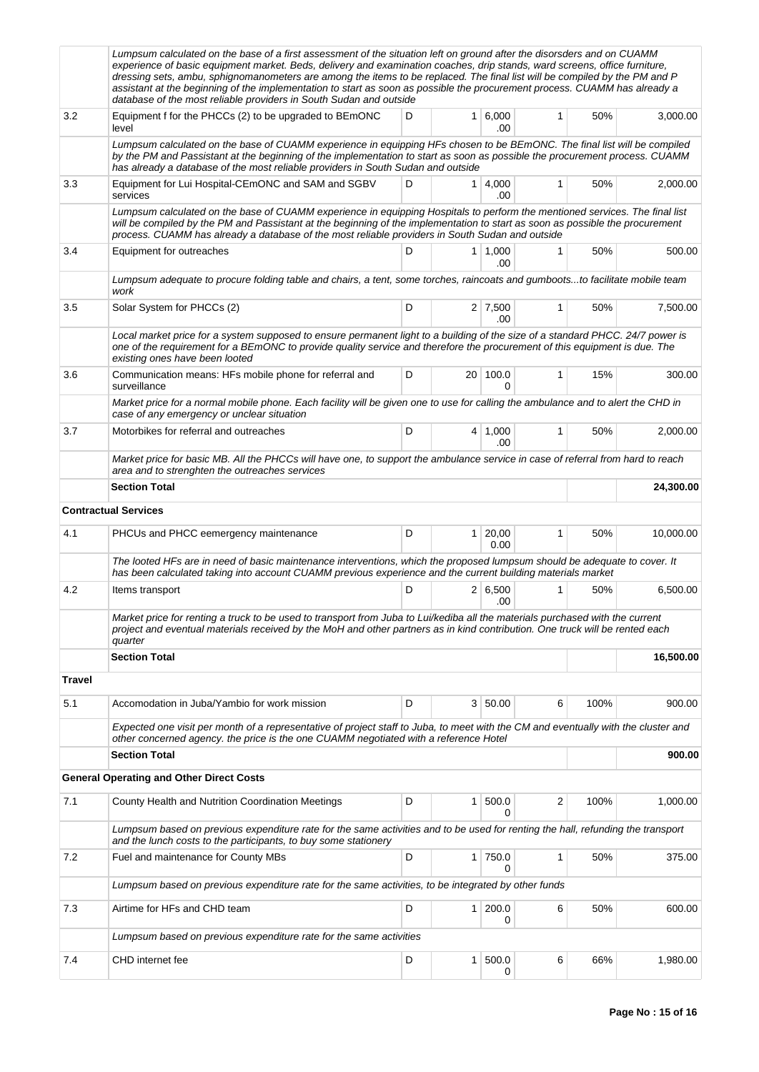| | | | | | | | |
|---|---|---|---|---|---|---|---|
| | *Lumpsum calculated on the base of a first assessment of the situation left on ground after the disorsders and on CUAMM experience of basic equipment market. Beds, delivery and examination coaches, drip stands, ward screens, office furniture, dressing sets, ambu, sphignomanometers are among the items to be replaced. The final list will be compiled by the PM and P assistant at the beginning of the implementation to start as soon as possible the procurement process. CUAMM has already a database of the most reliable providers in South Sudan and outside* | | | | | | |
| 3.2 | Equipment f for the PHCCs (2) to be upgraded to BEmONC level | D | 1 | 6,000.00 | 1 | 50% | 3,000.00 |
| | *Lumpsum calculated on the base of CUAMM experience in equipping HFs chosen to be BEmONC. The final list will be compiled by the PM and Passistant at the beginning of the implementation to start as soon as possible the procurement process. CUAMM has already a database of the most reliable providers in South Sudan and outside* | | | | | | |
| 3.3 | Equipment for Lui Hospital-CEmONC and SAM and SGBV services | D | 1 | 4,000.00 | 1 | 50% | 2,000.00 |
| | *Lumpsum calculated on the base of CUAMM experience in equipping Hospitals to perform the mentioned services. The final list will be compiled by the PM and Passistant at the beginning of the implementation to start as soon as possible the procurement process. CUAMM has already a database of the most reliable providers in South Sudan and outside* | | | | | | |
| 3.4 | Equipment for outreaches | D | 1 | 1,000.00 | 1 | 50% | 500.00 |
| | *Lumpsum adequate to procure folding table and chairs, a tent, some torches, raincoats and gumboots...to facilitate mobile team work* | | | | | | |
| 3.5 | Solar System for PHCCs (2) | D | 2 | 7,500.00 | 1 | 50% | 7,500.00 |
| | *Local market price for a system supposed to ensure permanent light to a building of the size of a standard PHCC. 24/7 power is one of the requirement for a BEmONC to provide quality service and therefore the procurement of this equipment is due. The existing ones have been looted* | | | | | | |
| 3.6 | Communication means: HFs mobile phone for referral and surveillance | D | 20 | 100.00 | 1 | 15% | 300.00 |
| | *Market price for a normal mobile phone. Each facility will be given one to use for calling the ambulance and to alert the CHD in case of any emergency or unclear situation* | | | | | | |
| 3.7 | Motorbikes for referral and outreaches | D | 4 | 1,000.00 | 1 | 50% | 2,000.00 |
| | *Market price for basic MB. All the PHCCs will have one, to support the ambulance service in case of referral from hard to reach area and to strenghten the outreaches services* | | | | | | |
| | **Section Total** | | | | | | **24,300.00** |
| **Contractual Services** | | | | | | | |
| 4.1 | PHCUs and PHCC eemergency maintenance | D | 1 | 20,000.00 | 1 | 50% | 10,000.00 |
| | *The looted HFs are in need of basic maintenance interventions, which the proposed lumpsum should be adequate to cover. It has been calculated taking into account CUAMM previous experience and the current building materials market* | | | | | | |
| 4.2 | Items transport | D | 2 | 6,500.00 | 1 | 50% | 6,500.00 |
| | *Market price for renting a truck to be used to transport from Juba to Lui/kediba all the materials purchased with the current project and eventual materials received by the MoH and other partners as in kind contribution. One truck will be rented each quarter* | | | | | | |
| | **Section Total** | | | | | | **16,500.00** |
| **Travel** | | | | | | | |
| 5.1 | Accomodation in Juba/Yambio for work mission | D | 3 | 50.00 | 6 | 100% | 900.00 |
| | *Expected one visit per month of a representative of project staff to Juba, to meet with the CM and eventually with the cluster and other concerned agency. the price is the one CUAMM negotiated with a reference Hotel* | | | | | | |
| | **Section Total** | | | | | | **900.00** |
| **General Operating and Other Direct Costs** | | | | | | | |
| 7.1 | County Health and Nutrition Coordination Meetings | D | 1 | 500.00 | 2 | 100% | 1,000.00 |
| | *Lumpsum based on previous expenditure rate for the same activities and to be used for renting the hall, refunding the transport and the lunch costs to the participants, to buy some stationery* | | | | | | |
| 7.2 | Fuel and maintenance for County MBs | D | 1 | 750.00 | 1 | 50% | 375.00 |
| | *Lumpsum based on previous expenditure rate for the same activities, to be integrated by other funds* | | | | | | |
| 7.3 | Airtime for HFs and CHD team | D | 1 | 200.00 | 6 | 50% | 600.00 |
| | *Lumpsum based on previous expenditure rate for the same activities* | | | | | | |
| 7.4 | CHD internet fee | D | 1 | 500.00 | 6 | 66% | 1,980.00 |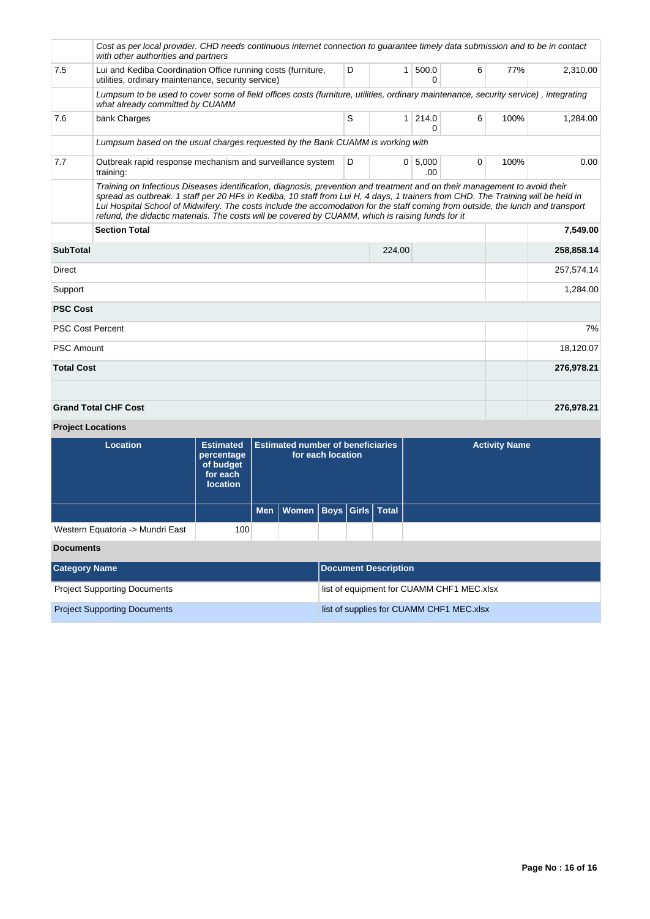| | | | | | | | |
|---|---|---|---|---|---|---|---|
| | *Cost as per local provider. CHD needs continuous internet connection to guarantee timely data submission and to be in contact with other authorities and partners* | | | | | | |
| 7.5 | Lui and Kediba Coordination Office running costs (furniture, utilities, ordinary maintenance, security service) | D | 1 | 500.00 | 6 | 77% | 2,310.00 |
| | *Lumpsum to be used to cover some of field offices costs (furniture, utilities, ordinary maintenance, security service) , integrating what already committed by CUAMM* | | | | | | |
| 7.6 | bank Charges | S | 1 | 214.00 | 6 | 100% | 1,284.00 |
| | *Lumpsum based on the usual charges requested by the Bank CUAMM is working with* | | | | | | |
| 7.7 | Outbreak rapid response mechanism and surveillance system training: | D | 0 | 5,000.00 | 0 | 100% | 0.00 |
| | *Training on Infectious Diseases identification, diagnosis, prevention and treatment and on their management to avoid their spread as outbreak. 1 staff per 20 HFs in Kediba, 10 staff from Lui H, 4 days, 1 trainers from CHD. The Training will be held in Lui Hospital School of Midwifery. The costs include the accomodation for the staff coming from outside, the lunch and transport refund, the didactic materials. The costs will be covered by CUAMM, which is raising funds for it* | | | | | | |
| | **Section Total** | | | | | | **7,549.00** |
| **SubTotal** | | | 224.00 | | | | **258,858.14** |
| Direct | | | | | | | 257,574.14 |
| Support | | | | | | | 1,284.00 |
| **PSC Cost** | | | | | | | |
| PSC Cost Percent | | | | | | | 7% |
| PSC Amount | | | | | | | 18,120.07 |
| **Total Cost** | | | | | | | **276,978.21** |
| | | | | | | | |
| **Grand Total CHF Cost** | | | | | | | **276,978.21** |

**Project Locations**

| Location | Estimated percentage of budget for each location | Estimated number of beneficiaries for each location | | | | | Activity Name |
|---|---|---|---|---|---|---|---|
| | | Men | Women | Boys | Girls | Total | |
| Western Equatoria -> Mundri East | 100 | | | | | | |

**Documents**

| Category Name | Document Description |
|---|---|
| Project Supporting Documents | list of equipment for CUAMM CHF1 MEC.xlsx |
| Project Supporting Documents | list of supplies for CUAMM CHF1 MEC.xlsx |